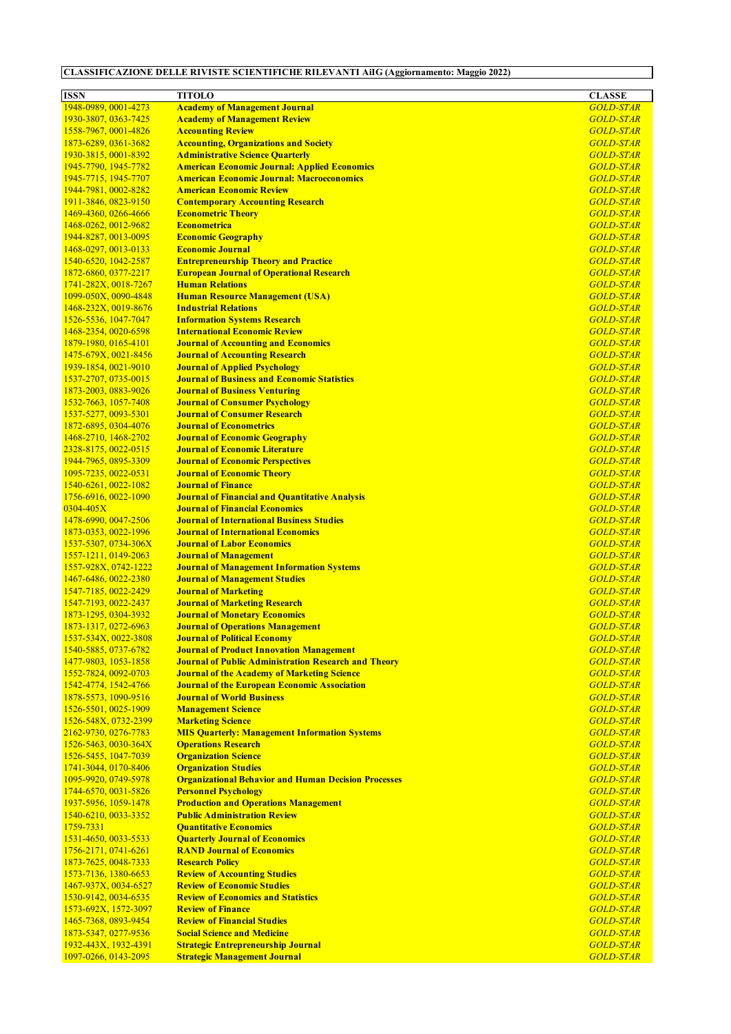**CLASSIFICAZIONE DELLE RIVISTE SCIENTIFICHE RILEVANTI AiIG (Aggiornamento: Maggio 2022)**

| ISSN | TITOLO | CLASSE |
|---|---|---|
| 1948-0989, 0001-4273 | **Academy of Management Journal** | *GOLD-STAR* |
| 1930-3807, 0363-7425 | **Academy of Management Review** | *GOLD-STAR* |
| 1558-7967, 0001-4826 | **Accounting Review** | *GOLD-STAR* |
| 1873-6289, 0361-3682 | **Accounting, Organizations and Society** | *GOLD-STAR* |
| 1930-3815, 0001-8392 | **Administrative Science Quarterly** | *GOLD-STAR* |
| 1945-7790, 1945-7782 | **American Economic Journal: Applied Economics** | *GOLD-STAR* |
| 1945-7715, 1945-7707 | **American Economic Journal: Macroeconomics** | *GOLD-STAR* |
| 1944-7981, 0002-8282 | **American Economic Review** | *GOLD-STAR* |
| 1911-3846, 0823-9150 | **Contemporary Accounting Research** | *GOLD-STAR* |
| 1469-4360, 0266-4666 | **Econometric Theory** | *GOLD-STAR* |
| 1468-0262, 0012-9682 | **Econometrica** | *GOLD-STAR* |
| 1944-8287, 0013-0095 | **Economic Geography** | *GOLD-STAR* |
| 1468-0297, 0013-0133 | **Economic Journal** | *GOLD-STAR* |
| 1540-6520, 1042-2587 | **Entrepreneurship Theory and Practice** | *GOLD-STAR* |
| 1872-6860, 0377-2217 | **European Journal of Operational Research** | *GOLD-STAR* |
| 1741-282X, 0018-7267 | **Human Relations** | *GOLD-STAR* |
| 1099-050X, 0090-4848 | **Human Resource Management (USA)** | *GOLD-STAR* |
| 1468-232X, 0019-8676 | **Industrial Relations** | *GOLD-STAR* |
| 1526-5536, 1047-7047 | **Information Systems Research** | *GOLD-STAR* |
| 1468-2354, 0020-6598 | **International Economic Review** | *GOLD-STAR* |
| 1879-1980, 0165-4101 | **Journal of Accounting and Economics** | *GOLD-STAR* |
| 1475-679X, 0021-8456 | **Journal of Accounting Research** | *GOLD-STAR* |
| 1939-1854, 0021-9010 | **Journal of Applied Psychology** | *GOLD-STAR* |
| 1537-2707, 0735-0015 | **Journal of Business and Economic Statistics** | *GOLD-STAR* |
| 1873-2003, 0883-9026 | **Journal of Business Venturing** | *GOLD-STAR* |
| 1532-7663, 1057-7408 | **Journal of Consumer Psychology** | *GOLD-STAR* |
| 1537-5277, 0093-5301 | **Journal of Consumer Research** | *GOLD-STAR* |
| 1872-6895, 0304-4076 | **Journal of Econometrics** | *GOLD-STAR* |
| 1468-2710, 1468-2702 | **Journal of Economic Geography** | *GOLD-STAR* |
| 2328-8175, 0022-0515 | **Journal of Economic Literature** | *GOLD-STAR* |
| 1944-7965, 0895-3309 | **Journal of Economic Perspectives** | *GOLD-STAR* |
| 1095-7235, 0022-0531 | **Journal of Economic Theory** | *GOLD-STAR* |
| 1540-6261, 0022-1082 | **Journal of Finance** | *GOLD-STAR* |
| 1756-6916, 0022-1090 | **Journal of Financial and Quantitative Analysis** | *GOLD-STAR* |
| 0304-405X | **Journal of Financial Economics** | *GOLD-STAR* |
| 1478-6990, 0047-2506 | **Journal of International Business Studies** | *GOLD-STAR* |
| 1873-0353, 0022-1996 | **Journal of International Economics** | *GOLD-STAR* |
| 1537-5307, 0734-306X | **Journal of Labor Economics** | *GOLD-STAR* |
| 1557-1211, 0149-2063 | **Journal of Management** | *GOLD-STAR* |
| 1557-928X, 0742-1222 | **Journal of Management Information Systems** | *GOLD-STAR* |
| 1467-6486, 0022-2380 | **Journal of Management Studies** | *GOLD-STAR* |
| 1547-7185, 0022-2429 | **Journal of Marketing** | *GOLD-STAR* |
| 1547-7193, 0022-2437 | **Journal of Marketing Research** | *GOLD-STAR* |
| 1873-1295, 0304-3932 | **Journal of Monetary Economics** | *GOLD-STAR* |
| 1873-1317, 0272-6963 | **Journal of Operations Management** | *GOLD-STAR* |
| 1537-534X, 0022-3808 | **Journal of Political Economy** | *GOLD-STAR* |
| 1540-5885, 0737-6782 | **Journal of Product Innovation Management** | *GOLD-STAR* |
| 1477-9803, 1053-1858 | **Journal of Public Administration Research and Theory** | *GOLD-STAR* |
| 1552-7824, 0092-0703 | **Journal of the Academy of Marketing Science** | *GOLD-STAR* |
| 1542-4774, 1542-4766 | **Journal of the European Economic Association** | *GOLD-STAR* |
| 1878-5573, 1090-9516 | **Journal of World Business** | *GOLD-STAR* |
| 1526-5501, 0025-1909 | **Management Science** | *GOLD-STAR* |
| 1526-548X, 0732-2399 | **Marketing Science** | *GOLD-STAR* |
| 2162-9730, 0276-7783 | **MIS Quarterly: Management Information Systems** | *GOLD-STAR* |
| 1526-5463, 0030-364X | **Operations Research** | *GOLD-STAR* |
| 1526-5455, 1047-7039 | **Organization Science** | *GOLD-STAR* |
| 1741-3044, 0170-8406 | **Organization Studies** | *GOLD-STAR* |
| 1095-9920, 0749-5978 | **Organizational Behavior and Human Decision Processes** | *GOLD-STAR* |
| 1744-6570, 0031-5826 | **Personnel Psychology** | *GOLD-STAR* |
| 1937-5956, 1059-1478 | **Production and Operations Management** | *GOLD-STAR* |
| 1540-6210, 0033-3352 | **Public Administration Review** | *GOLD-STAR* |
| 1759-7331 | **Quantitative Economics** | *GOLD-STAR* |
| 1531-4650, 0033-5533 | **Quarterly Journal of Economics** | *GOLD-STAR* |
| 1756-2171, 0741-6261 | **RAND Journal of Economics** | *GOLD-STAR* |
| 1873-7625, 0048-7333 | **Research Policy** | *GOLD-STAR* |
| 1573-7136, 1380-6653 | **Review of Accounting Studies** | *GOLD-STAR* |
| 1467-937X, 0034-6527 | **Review of Economic Studies** | *GOLD-STAR* |
| 1530-9142, 0034-6535 | **Review of Economics and Statistics** | *GOLD-STAR* |
| 1573-692X, 1572-3097 | **Review of Finance** | *GOLD-STAR* |
| 1465-7368, 0893-9454 | **Review of Financial Studies** | *GOLD-STAR* |
| 1873-5347, 0277-9536 | **Social Science and Medicine** | *GOLD-STAR* |
| 1932-443X, 1932-4391 | **Strategic Entrepreneurship Journal** | *GOLD-STAR* |
| 1097-0266, 0143-2095 | **Strategic Management Journal** | *GOLD-STAR* |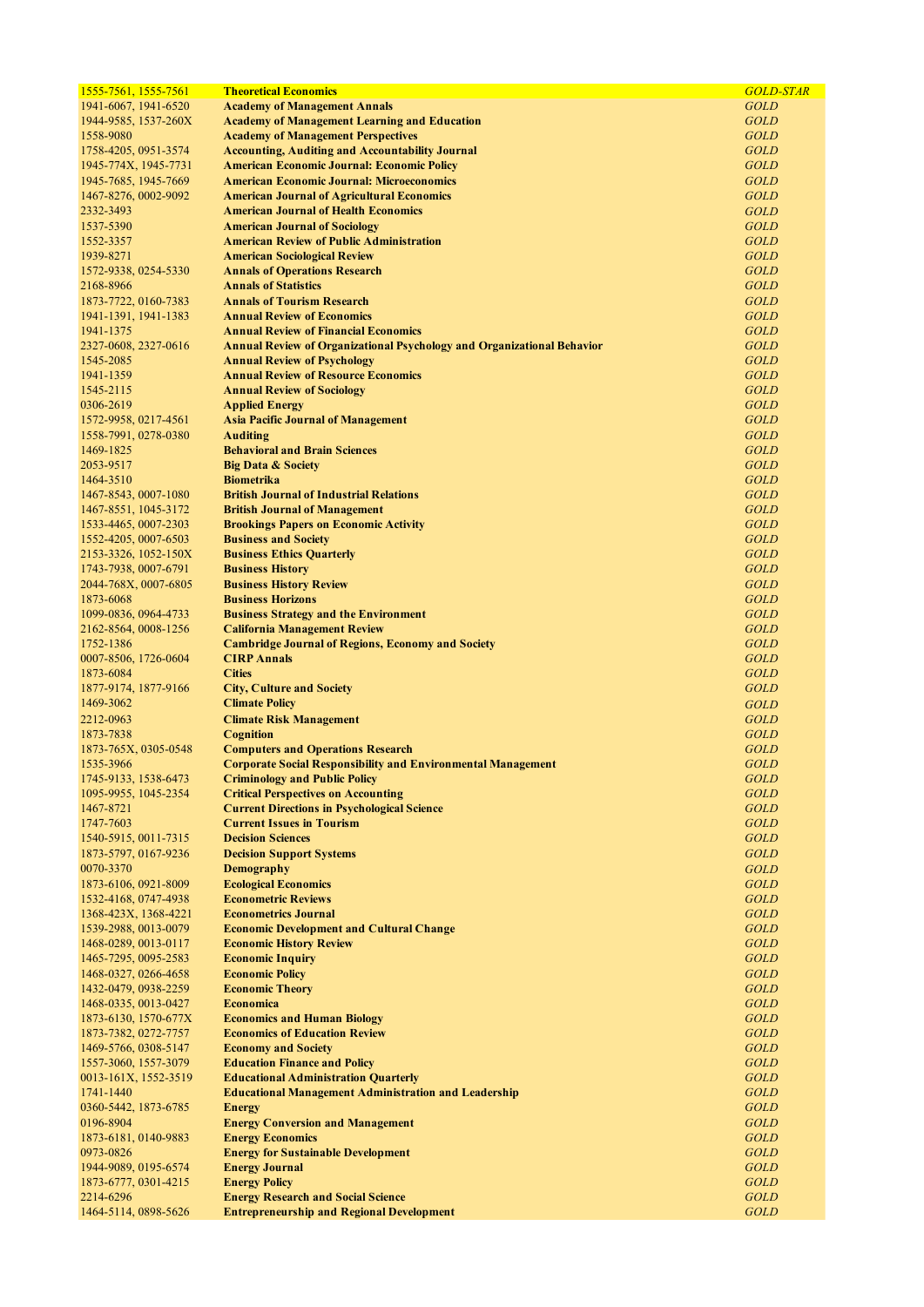| | | |
|---|---|---|
| 1555-7561, 1555-7561 | **Theoretical Economics** | *GOLD-STAR* |
| 1941-6067, 1941-6520 | **Academy of Management Annals** | *GOLD* |
| 1944-9585, 1537-260X | **Academy of Management Learning and Education** | *GOLD* |
| 1558-9080 | **Academy of Management Perspectives** | *GOLD* |
| 1758-4205, 0951-3574 | **Accounting, Auditing and Accountability Journal** | *GOLD* |
| 1945-774X, 1945-7731 | **American Economic Journal: Economic Policy** | *GOLD* |
| 1945-7685, 1945-7669 | **American Economic Journal: Microeconomics** | *GOLD* |
| 1467-8276, 0002-9092 | **American Journal of Agricultural Economics** | *GOLD* |
| 2332-3493 | **American Journal of Health Economics** | *GOLD* |
| 1537-5390 | **American Journal of Sociology** | *GOLD* |
| 1552-3357 | **American Review of Public Administration** | *GOLD* |
| 1939-8271 | **American Sociological Review** | *GOLD* |
| 1572-9338, 0254-5330 | **Annals of Operations Research** | *GOLD* |
| 2168-8966 | **Annals of Statistics** | *GOLD* |
| 1873-7722, 0160-7383 | **Annals of Tourism Research** | *GOLD* |
| 1941-1391, 1941-1383 | **Annual Review of Economics** | *GOLD* |
| 1941-1375 | **Annual Review of Financial Economics** | *GOLD* |
| 2327-0608, 2327-0616 | **Annual Review of Organizational Psychology and Organizational Behavior** | *GOLD* |
| 1545-2085 | **Annual Review of Psychology** | *GOLD* |
| 1941-1359 | **Annual Review of Resource Economics** | *GOLD* |
| 1545-2115 | **Annual Review of Sociology** | *GOLD* |
| 0306-2619 | **Applied Energy** | *GOLD* |
| 1572-9958, 0217-4561 | **Asia Pacific Journal of Management** | *GOLD* |
| 1558-7991, 0278-0380 | **Auditing** | *GOLD* |
| 1469-1825 | **Behavioral and Brain Sciences** | *GOLD* |
| 2053-9517 | **Big Data & Society** | *GOLD* |
| 1464-3510 | **Biometrika** | *GOLD* |
| 1467-8543, 0007-1080 | **British Journal of Industrial Relations** | *GOLD* |
| 1467-8551, 1045-3172 | **British Journal of Management** | *GOLD* |
| 1533-4465, 0007-2303 | **Brookings Papers on Economic Activity** | *GOLD* |
| 1552-4205, 0007-6503 | **Business and Society** | *GOLD* |
| 2153-3326, 1052-150X | **Business Ethics Quarterly** | *GOLD* |
| 1743-7938, 0007-6791 | **Business History** | *GOLD* |
| 2044-768X, 0007-6805 | **Business History Review** | *GOLD* |
| 1873-6068 | **Business Horizons** | *GOLD* |
| 1099-0836, 0964-4733 | **Business Strategy and the Environment** | *GOLD* |
| 2162-8564, 0008-1256 | **California Management Review** | *GOLD* |
| 1752-1386 | **Cambridge Journal of Regions, Economy and Society** | *GOLD* |
| 0007-8506, 1726-0604 | **CIRP Annals** | *GOLD* |
| 1873-6084 | **Cities** | *GOLD* |
| 1877-9174, 1877-9166 | **City, Culture and Society** | *GOLD* |
| 1469-3062 | **Climate Policy** | *GOLD* |
| 2212-0963 | **Climate Risk Management** | *GOLD* |
| 1873-7838 | **Cognition** | *GOLD* |
| 1873-765X, 0305-0548 | **Computers and Operations Research** | *GOLD* |
| 1535-3966 | **Corporate Social Responsibility and Environmental Management** | *GOLD* |
| 1745-9133, 1538-6473 | **Criminology and Public Policy** | *GOLD* |
| 1095-9955, 1045-2354 | **Critical Perspectives on Accounting** | *GOLD* |
| 1467-8721 | **Current Directions in Psychological Science** | *GOLD* |
| 1747-7603 | **Current Issues in Tourism** | *GOLD* |
| 1540-5915, 0011-7315 | **Decision Sciences** | *GOLD* |
| 1873-5797, 0167-9236 | **Decision Support Systems** | *GOLD* |
| 0070-3370 | **Demography** | *GOLD* |
| 1873-6106, 0921-8009 | **Ecological Economics** | *GOLD* |
| 1532-4168, 0747-4938 | **Econometric Reviews** | *GOLD* |
| 1368-423X, 1368-4221 | **Econometrics Journal** | *GOLD* |
| 1539-2988, 0013-0079 | **Economic Development and Cultural Change** | *GOLD* |
| 1468-0289, 0013-0117 | **Economic History Review** | *GOLD* |
| 1465-7295, 0095-2583 | **Economic Inquiry** | *GOLD* |
| 1468-0327, 0266-4658 | **Economic Policy** | *GOLD* |
| 1432-0479, 0938-2259 | **Economic Theory** | *GOLD* |
| 1468-0335, 0013-0427 | **Economica** | *GOLD* |
| 1873-6130, 1570-677X | **Economics and Human Biology** | *GOLD* |
| 1873-7382, 0272-7757 | **Economics of Education Review** | *GOLD* |
| 1469-5766, 0308-5147 | **Economy and Society** | *GOLD* |
| 1557-3060, 1557-3079 | **Education Finance and Policy** | *GOLD* |
| 0013-161X, 1552-3519 | **Educational Administration Quarterly** | *GOLD* |
| 1741-1440 | **Educational Management Administration and Leadership** | *GOLD* |
| 0360-5442, 1873-6785 | **Energy** | *GOLD* |
| 0196-8904 | **Energy Conversion and Management** | *GOLD* |
| 1873-6181, 0140-9883 | **Energy Economics** | *GOLD* |
| 0973-0826 | **Energy for Sustainable Development** | *GOLD* |
| 1944-9089, 0195-6574 | **Energy Journal** | *GOLD* |
| 1873-6777, 0301-4215 | **Energy Policy** | *GOLD* |
| 2214-6296 | **Energy Research and Social Science** | *GOLD* |
| 1464-5114, 0898-5626 | **Entrepreneurship and Regional Development** | *GOLD* |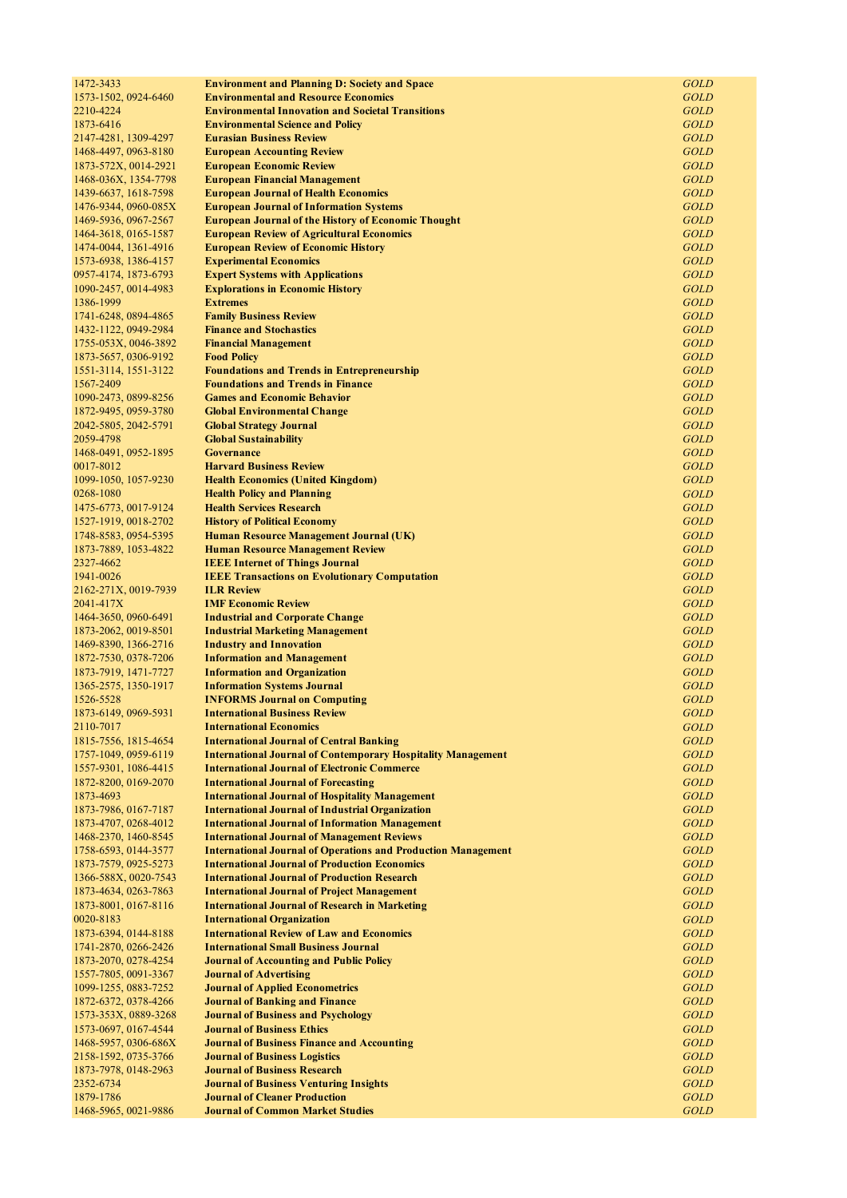| | | |
|---|---|---|
| 1472-3433 | **Environment and Planning D: Society and Space** | *GOLD* |
| 1573-1502, 0924-6460 | **Environmental and Resource Economics** | *GOLD* |
| 2210-4224 | **Environmental Innovation and Societal Transitions** | *GOLD* |
| 1873-6416 | **Environmental Science and Policy** | *GOLD* |
| 2147-4281, 1309-4297 | **Eurasian Business Review** | *GOLD* |
| 1468-4497, 0963-8180 | **European Accounting Review** | *GOLD* |
| 1873-572X, 0014-2921 | **European Economic Review** | *GOLD* |
| 1468-036X, 1354-7798 | **European Financial Management** | *GOLD* |
| 1439-6637, 1618-7598 | **European Journal of Health Economics** | *GOLD* |
| 1476-9344, 0960-085X | **European Journal of Information Systems** | *GOLD* |
| 1469-5936, 0967-2567 | **European Journal of the History of Economic Thought** | *GOLD* |
| 1464-3618, 0165-1587 | **European Review of Agricultural Economics** | *GOLD* |
| 1474-0044, 1361-4916 | **European Review of Economic History** | *GOLD* |
| 1573-6938, 1386-4157 | **Experimental Economics** | *GOLD* |
| 0957-4174, 1873-6793 | **Expert Systems with Applications** | *GOLD* |
| 1090-2457, 0014-4983 | **Explorations in Economic History** | *GOLD* |
| 1386-1999 | **Extremes** | *GOLD* |
| 1741-6248, 0894-4865 | **Family Business Review** | *GOLD* |
| 1432-1122, 0949-2984 | **Finance and Stochastics** | *GOLD* |
| 1755-053X, 0046-3892 | **Financial Management** | *GOLD* |
| 1873-5657, 0306-9192 | **Food Policy** | *GOLD* |
| 1551-3114, 1551-3122 | **Foundations and Trends in Entrepreneurship** | *GOLD* |
| 1567-2409 | **Foundations and Trends in Finance** | *GOLD* |
| 1090-2473, 0899-8256 | **Games and Economic Behavior** | *GOLD* |
| 1872-9495, 0959-3780 | **Global Environmental Change** | *GOLD* |
| 2042-5805, 2042-5791 | **Global Strategy Journal** | *GOLD* |
| 2059-4798 | **Global Sustainability** | *GOLD* |
| 1468-0491, 0952-1895 | **Governance** | *GOLD* |
| 0017-8012 | **Harvard Business Review** | *GOLD* |
| 1099-1050, 1057-9230 | **Health Economics (United Kingdom)** | *GOLD* |
| 0268-1080 | **Health Policy and Planning** | *GOLD* |
| 1475-6773, 0017-9124 | **Health Services Research** | *GOLD* |
| 1527-1919, 0018-2702 | **History of Political Economy** | *GOLD* |
| 1748-8583, 0954-5395 | **Human Resource Management Journal (UK)** | *GOLD* |
| 1873-7889, 1053-4822 | **Human Resource Management Review** | *GOLD* |
| 2327-4662 | **IEEE Internet of Things Journal** | *GOLD* |
| 1941-0026 | **IEEE Transactions on Evolutionary Computation** | *GOLD* |
| 2162-271X, 0019-7939 | **ILR Review** | *GOLD* |
| 2041-417X | **IMF Economic Review** | *GOLD* |
| 1464-3650, 0960-6491 | **Industrial and Corporate Change** | *GOLD* |
| 1873-2062, 0019-8501 | **Industrial Marketing Management** | *GOLD* |
| 1469-8390, 1366-2716 | **Industry and Innovation** | *GOLD* |
| 1872-7530, 0378-7206 | **Information and Management** | *GOLD* |
| 1873-7919, 1471-7727 | **Information and Organization** | *GOLD* |
| 1365-2575, 1350-1917 | **Information Systems Journal** | *GOLD* |
| 1526-5528 | **INFORMS Journal on Computing** | *GOLD* |
| 1873-6149, 0969-5931 | **International Business Review** | *GOLD* |
| 2110-7017 | **International Economics** | *GOLD* |
| 1815-7556, 1815-4654 | **International Journal of Central Banking** | *GOLD* |
| 1757-1049, 0959-6119 | **International Journal of Contemporary Hospitality Management** | *GOLD* |
| 1557-9301, 1086-4415 | **International Journal of Electronic Commerce** | *GOLD* |
| 1872-8200, 0169-2070 | **International Journal of Forecasting** | *GOLD* |
| 1873-4693 | **International Journal of Hospitality Management** | *GOLD* |
| 1873-7986, 0167-7187 | **International Journal of Industrial Organization** | *GOLD* |
| 1873-4707, 0268-4012 | **International Journal of Information Management** | *GOLD* |
| 1468-2370, 1460-8545 | **International Journal of Management Reviews** | *GOLD* |
| 1758-6593, 0144-3577 | **International Journal of Operations and Production Management** | *GOLD* |
| 1873-7579, 0925-5273 | **International Journal of Production Economics** | *GOLD* |
| 1366-588X, 0020-7543 | **International Journal of Production Research** | *GOLD* |
| 1873-4634, 0263-7863 | **International Journal of Project Management** | *GOLD* |
| 1873-8001, 0167-8116 | **International Journal of Research in Marketing** | *GOLD* |
| 0020-8183 | **International Organization** | *GOLD* |
| 1873-6394, 0144-8188 | **International Review of Law and Economics** | *GOLD* |
| 1741-2870, 0266-2426 | **International Small Business Journal** | *GOLD* |
| 1873-2070, 0278-4254 | **Journal of Accounting and Public Policy** | *GOLD* |
| 1557-7805, 0091-3367 | **Journal of Advertising** | *GOLD* |
| 1099-1255, 0883-7252 | **Journal of Applied Econometrics** | *GOLD* |
| 1872-6372, 0378-4266 | **Journal of Banking and Finance** | *GOLD* |
| 1573-353X, 0889-3268 | **Journal of Business and Psychology** | *GOLD* |
| 1573-0697, 0167-4544 | **Journal of Business Ethics** | *GOLD* |
| 1468-5957, 0306-686X | **Journal of Business Finance and Accounting** | *GOLD* |
| 2158-1592, 0735-3766 | **Journal of Business Logistics** | *GOLD* |
| 1873-7978, 0148-2963 | **Journal of Business Research** | *GOLD* |
| 2352-6734 | **Journal of Business Venturing Insights** | *GOLD* |
| 1879-1786 | **Journal of Cleaner Production** | *GOLD* |
| 1468-5965, 0021-9886 | **Journal of Common Market Studies** | *GOLD* |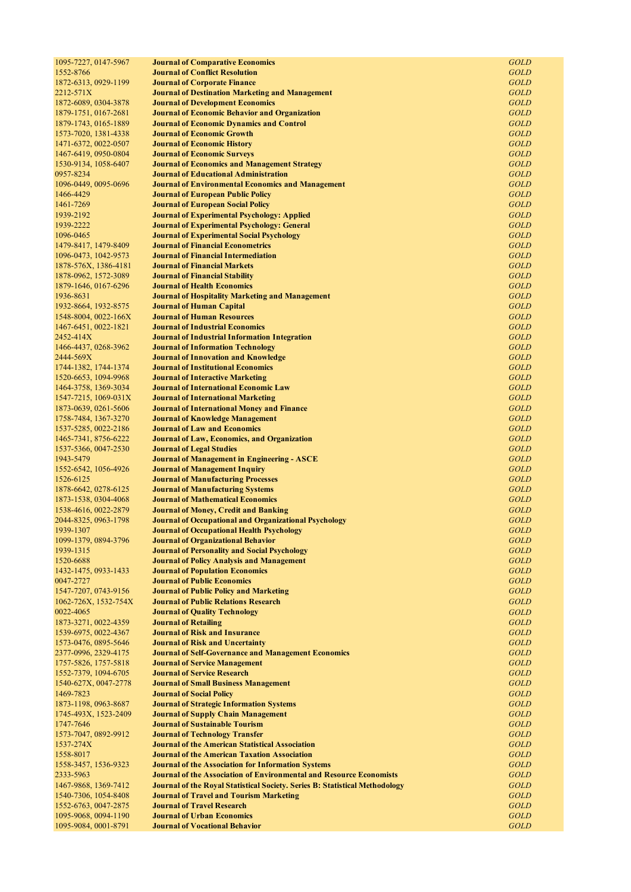| | | |
|---|---|---|
| 1095-7227, 0147-5967 | **Journal of Comparative Economics** | *GOLD* |
| 1552-8766 | **Journal of Conflict Resolution** | *GOLD* |
| 1872-6313, 0929-1199 | **Journal of Corporate Finance** | *GOLD* |
| 2212-571X | **Journal of Destination Marketing and Management** | *GOLD* |
| 1872-6089, 0304-3878 | **Journal of Development Economics** | *GOLD* |
| 1879-1751, 0167-2681 | **Journal of Economic Behavior and Organization** | *GOLD* |
| 1879-1743, 0165-1889 | **Journal of Economic Dynamics and Control** | *GOLD* |
| 1573-7020, 1381-4338 | **Journal of Economic Growth** | *GOLD* |
| 1471-6372, 0022-0507 | **Journal of Economic History** | *GOLD* |
| 1467-6419, 0950-0804 | **Journal of Economic Surveys** | *GOLD* |
| 1530-9134, 1058-6407 | **Journal of Economics and Management Strategy** | *GOLD* |
| 0957-8234 | **Journal of Educational Administration** | *GOLD* |
| 1096-0449, 0095-0696 | **Journal of Environmental Economics and Management** | *GOLD* |
| 1466-4429 | **Journal of European Public Policy** | *GOLD* |
| 1461-7269 | **Journal of European Social Policy** | *GOLD* |
| 1939-2192 | **Journal of Experimental Psychology: Applied** | *GOLD* |
| 1939-2222 | **Journal of Experimental Psychology: General** | *GOLD* |
| 1096-0465 | **Journal of Experimental Social Psychology** | *GOLD* |
| 1479-8417, 1479-8409 | **Journal of Financial Econometrics** | *GOLD* |
| 1096-0473, 1042-9573 | **Journal of Financial Intermediation** | *GOLD* |
| 1878-576X, 1386-4181 | **Journal of Financial Markets** | *GOLD* |
| 1878-0962, 1572-3089 | **Journal of Financial Stability** | *GOLD* |
| 1879-1646, 0167-6296 | **Journal of Health Economics** | *GOLD* |
| 1936-8631 | **Journal of Hospitality Marketing and Management** | *GOLD* |
| 1932-8664, 1932-8575 | **Journal of Human Capital** | *GOLD* |
| 1548-8004, 0022-166X | **Journal of Human Resources** | *GOLD* |
| 1467-6451, 0022-1821 | **Journal of Industrial Economics** | *GOLD* |
| 2452-414X | **Journal of Industrial Information Integration** | *GOLD* |
| 1466-4437, 0268-3962 | **Journal of Information Technology** | *GOLD* |
| 2444-569X | **Journal of Innovation and Knowledge** | *GOLD* |
| 1744-1382, 1744-1374 | **Journal of Institutional Economics** | *GOLD* |
| 1520-6653, 1094-9968 | **Journal of Interactive Marketing** | *GOLD* |
| 1464-3758, 1369-3034 | **Journal of International Economic Law** | *GOLD* |
| 1547-7215, 1069-031X | **Journal of International Marketing** | *GOLD* |
| 1873-0639, 0261-5606 | **Journal of International Money and Finance** | *GOLD* |
| 1758-7484, 1367-3270 | **Journal of Knowledge Management** | *GOLD* |
| 1537-5285, 0022-2186 | **Journal of Law and Economics** | *GOLD* |
| 1465-7341, 8756-6222 | **Journal of Law, Economics, and Organization** | *GOLD* |
| 1537-5366, 0047-2530 | **Journal of Legal Studies** | *GOLD* |
| 1943-5479 | **Journal of Management in Engineering - ASCE** | *GOLD* |
| 1552-6542, 1056-4926 | **Journal of Management Inquiry** | *GOLD* |
| 1526-6125 | **Journal of Manufacturing Processes** | *GOLD* |
| 1878-6642, 0278-6125 | **Journal of Manufacturing Systems** | *GOLD* |
| 1873-1538, 0304-4068 | **Journal of Mathematical Economics** | *GOLD* |
| 1538-4616, 0022-2879 | **Journal of Money, Credit and Banking** | *GOLD* |
| 2044-8325, 0963-1798 | **Journal of Occupational and Organizational Psychology** | *GOLD* |
| 1939-1307 | **Journal of Occupational Health Psychology** | *GOLD* |
| 1099-1379, 0894-3796 | **Journal of Organizational Behavior** | *GOLD* |
| 1939-1315 | **Journal of Personality and Social Psychology** | *GOLD* |
| 1520-6688 | **Journal of Policy Analysis and Management** | *GOLD* |
| 1432-1475, 0933-1433 | **Journal of Population Economics** | *GOLD* |
| 0047-2727 | **Journal of Public Economics** | *GOLD* |
| 1547-7207, 0743-9156 | **Journal of Public Policy and Marketing** | *GOLD* |
| 1062-726X, 1532-754X | **Journal of Public Relations Research** | *GOLD* |
| 0022-4065 | **Journal of Quality Technology** | *GOLD* |
| 1873-3271, 0022-4359 | **Journal of Retailing** | *GOLD* |
| 1539-6975, 0022-4367 | **Journal of Risk and Insurance** | *GOLD* |
| 1573-0476, 0895-5646 | **Journal of Risk and Uncertainty** | *GOLD* |
| 2377-0996, 2329-4175 | **Journal of Self-Governance and Management Economics** | *GOLD* |
| 1757-5826, 1757-5818 | **Journal of Service Management** | *GOLD* |
| 1552-7379, 1094-6705 | **Journal of Service Research** | *GOLD* |
| 1540-627X, 0047-2778 | **Journal of Small Business Management** | *GOLD* |
| 1469-7823 | **Journal of Social Policy** | *GOLD* |
| 1873-1198, 0963-8687 | **Journal of Strategic Information Systems** | *GOLD* |
| 1745-493X, 1523-2409 | **Journal of Supply Chain Management** | *GOLD* |
| 1747-7646 | **Journal of Sustainable Tourism** | *GOLD* |
| 1573-7047, 0892-9912 | **Journal of Technology Transfer** | *GOLD* |
| 1537-274X | **Journal of the American Statistical Association** | *GOLD* |
| 1558-8017 | **Journal of the American Taxation Association** | *GOLD* |
| 1558-3457, 1536-9323 | **Journal of the Association for Information Systems** | *GOLD* |
| 2333-5963 | **Journal of the Association of Environmental and Resource Economists** | *GOLD* |
| 1467-9868, 1369-7412 | **Journal of the Royal Statistical Society. Series B: Statistical Methodology** | *GOLD* |
| 1540-7306, 1054-8408 | **Journal of Travel and Tourism Marketing** | *GOLD* |
| 1552-6763, 0047-2875 | **Journal of Travel Research** | *GOLD* |
| 1095-9068, 0094-1190 | **Journal of Urban Economics** | *GOLD* |
| 1095-9084, 0001-8791 | **Journal of Vocational Behavior** | *GOLD* |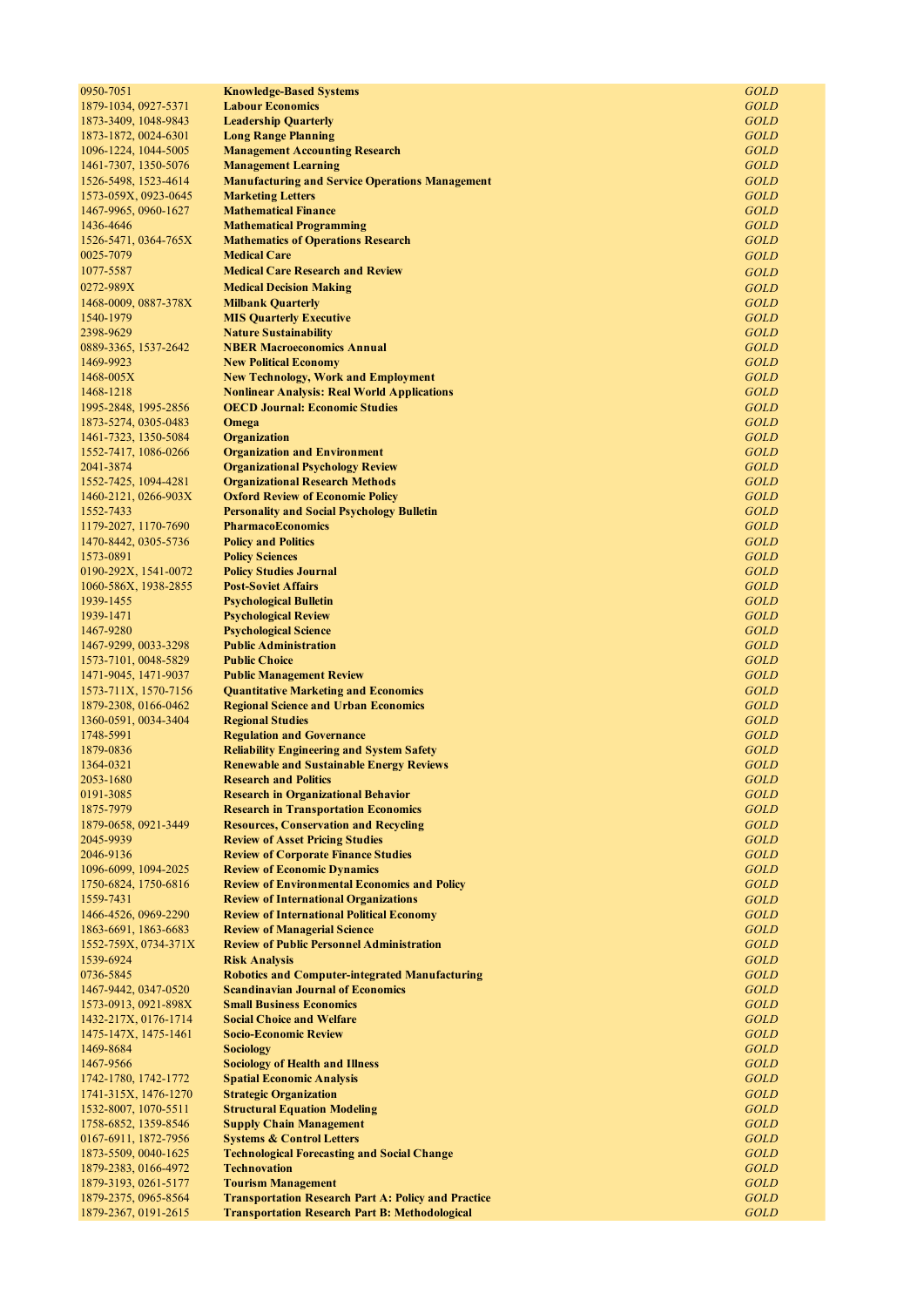| | | |
|---|---|---|
| 0950-7051 | **Knowledge-Based Systems** | *GOLD* |
| 1879-1034, 0927-5371 | **Labour Economics** | *GOLD* |
| 1873-3409, 1048-9843 | **Leadership Quarterly** | *GOLD* |
| 1873-1872, 0024-6301 | **Long Range Planning** | *GOLD* |
| 1096-1224, 1044-5005 | **Management Accounting Research** | *GOLD* |
| 1461-7307, 1350-5076 | **Management Learning** | *GOLD* |
| 1526-5498, 1523-4614 | **Manufacturing and Service Operations Management** | *GOLD* |
| 1573-059X, 0923-0645 | **Marketing Letters** | *GOLD* |
| 1467-9965, 0960-1627 | **Mathematical Finance** | *GOLD* |
| 1436-4646 | **Mathematical Programming** | *GOLD* |
| 1526-5471, 0364-765X | **Mathematics of Operations Research** | *GOLD* |
| 0025-7079 | **Medical Care** | *GOLD* |
| 1077-5587 | **Medical Care Research and Review** | *GOLD* |
| 0272-989X | **Medical Decision Making** | *GOLD* |
| 1468-0009, 0887-378X | **Milbank Quarterly** | *GOLD* |
| 1540-1979 | **MIS Quarterly Executive** | *GOLD* |
| 2398-9629 | **Nature Sustainability** | *GOLD* |
| 0889-3365, 1537-2642 | **NBER Macroeconomics Annual** | *GOLD* |
| 1469-9923 | **New Political Economy** | *GOLD* |
| 1468-005X | **New Technology, Work and Employment** | *GOLD* |
| 1468-1218 | **Nonlinear Analysis: Real World Applications** | *GOLD* |
| 1995-2848, 1995-2856 | **OECD Journal: Economic Studies** | *GOLD* |
| 1873-5274, 0305-0483 | **Omega** | *GOLD* |
| 1461-7323, 1350-5084 | **Organization** | *GOLD* |
| 1552-7417, 1086-0266 | **Organization and Environment** | *GOLD* |
| 2041-3874 | **Organizational Psychology Review** | *GOLD* |
| 1552-7425, 1094-4281 | **Organizational Research Methods** | *GOLD* |
| 1460-2121, 0266-903X | **Oxford Review of Economic Policy** | *GOLD* |
| 1552-7433 | **Personality and Social Psychology Bulletin** | *GOLD* |
| 1179-2027, 1170-7690 | **PharmacoEconomics** | *GOLD* |
| 1470-8442, 0305-5736 | **Policy and Politics** | *GOLD* |
| 1573-0891 | **Policy Sciences** | *GOLD* |
| 0190-292X, 1541-0072 | **Policy Studies Journal** | *GOLD* |
| 1060-586X, 1938-2855 | **Post-Soviet Affairs** | *GOLD* |
| 1939-1455 | **Psychological Bulletin** | *GOLD* |
| 1939-1471 | **Psychological Review** | *GOLD* |
| 1467-9280 | **Psychological Science** | *GOLD* |
| 1467-9299, 0033-3298 | **Public Administration** | *GOLD* |
| 1573-7101, 0048-5829 | **Public Choice** | *GOLD* |
| 1471-9045, 1471-9037 | **Public Management Review** | *GOLD* |
| 1573-711X, 1570-7156 | **Quantitative Marketing and Economics** | *GOLD* |
| 1879-2308, 0166-0462 | **Regional Science and Urban Economics** | *GOLD* |
| 1360-0591, 0034-3404 | **Regional Studies** | *GOLD* |
| 1748-5991 | **Regulation and Governance** | *GOLD* |
| 1879-0836 | **Reliability Engineering and System Safety** | *GOLD* |
| 1364-0321 | **Renewable and Sustainable Energy Reviews** | *GOLD* |
| 2053-1680 | **Research and Politics** | *GOLD* |
| 0191-3085 | **Research in Organizational Behavior** | *GOLD* |
| 1875-7979 | **Research in Transportation Economics** | *GOLD* |
| 1879-0658, 0921-3449 | **Resources, Conservation and Recycling** | *GOLD* |
| 2045-9939 | **Review of Asset Pricing Studies** | *GOLD* |
| 2046-9136 | **Review of Corporate Finance Studies** | *GOLD* |
| 1096-6099, 1094-2025 | **Review of Economic Dynamics** | *GOLD* |
| 1750-6824, 1750-6816 | **Review of Environmental Economics and Policy** | *GOLD* |
| 1559-7431 | **Review of International Organizations** | *GOLD* |
| 1466-4526, 0969-2290 | **Review of International Political Economy** | *GOLD* |
| 1863-6691, 1863-6683 | **Review of Managerial Science** | *GOLD* |
| 1552-759X, 0734-371X | **Review of Public Personnel Administration** | *GOLD* |
| 1539-6924 | **Risk Analysis** | *GOLD* |
| 0736-5845 | **Robotics and Computer-integrated Manufacturing** | *GOLD* |
| 1467-9442, 0347-0520 | **Scandinavian Journal of Economics** | *GOLD* |
| 1573-0913, 0921-898X | **Small Business Economics** | *GOLD* |
| 1432-217X, 0176-1714 | **Social Choice and Welfare** | *GOLD* |
| 1475-147X, 1475-1461 | **Socio-Economic Review** | *GOLD* |
| 1469-8684 | **Sociology** | *GOLD* |
| 1467-9566 | **Sociology of Health and Illness** | *GOLD* |
| 1742-1780, 1742-1772 | **Spatial Economic Analysis** | *GOLD* |
| 1741-315X, 1476-1270 | **Strategic Organization** | *GOLD* |
| 1532-8007, 1070-5511 | **Structural Equation Modeling** | *GOLD* |
| 1758-6852, 1359-8546 | **Supply Chain Management** | *GOLD* |
| 0167-6911, 1872-7956 | **Systems & Control Letters** | *GOLD* |
| 1873-5509, 0040-1625 | **Technological Forecasting and Social Change** | *GOLD* |
| 1879-2383, 0166-4972 | **Technovation** | *GOLD* |
| 1879-3193, 0261-5177 | **Tourism Management** | *GOLD* |
| 1879-2375, 0965-8564 | **Transportation Research Part A: Policy and Practice** | *GOLD* |
| 1879-2367, 0191-2615 | **Transportation Research Part B: Methodological** | *GOLD* |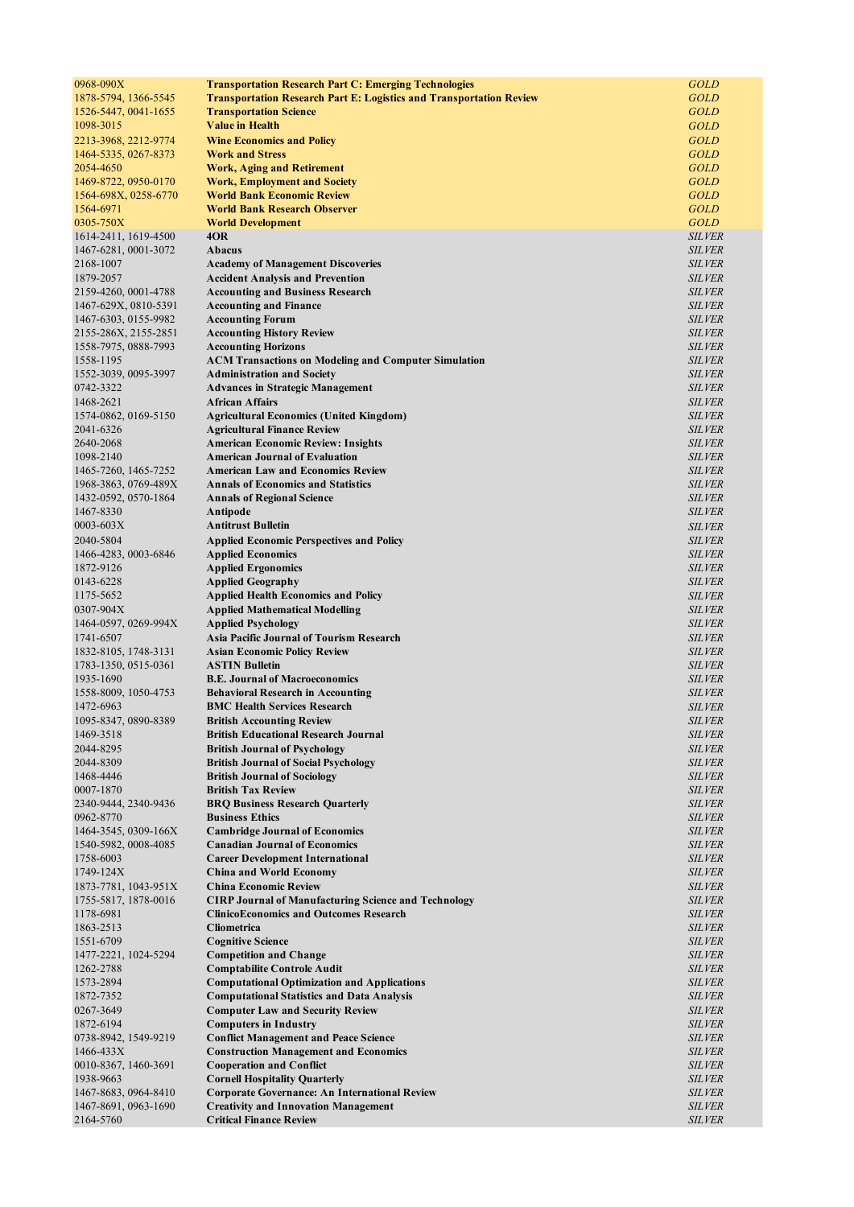| | | |
|---|---|---|
| 0968-090X | **Transportation Research Part C: Emerging Technologies** | *GOLD* |
| 1878-5794, 1366-5545 | **Transportation Research Part E: Logistics and Transportation Review** | *GOLD* |
| 1526-5447, 0041-1655 | **Transportation Science** | *GOLD* |
| 1098-3015 | **Value in Health** | *GOLD* |
| 2213-3968, 2212-9774 | **Wine Economics and Policy** | *GOLD* |
| 1464-5335, 0267-8373 | **Work and Stress** | *GOLD* |
| 2054-4650 | **Work, Aging and Retirement** | *GOLD* |
| 1469-8722, 0950-0170 | **Work, Employment and Society** | *GOLD* |
| 1564-698X, 0258-6770 | **World Bank Economic Review** | *GOLD* |
| 1564-6971 | **World Bank Research Observer** | *GOLD* |
| 0305-750X | **World Development** | *GOLD* |
| 1614-2411, 1619-4500 | **4OR** | *SILVER* |
| 1467-6281, 0001-3072 | **Abacus** | *SILVER* |
| 2168-1007 | **Academy of Management Discoveries** | *SILVER* |
| 1879-2057 | **Accident Analysis and Prevention** | *SILVER* |
| 2159-4260, 0001-4788 | **Accounting and Business Research** | *SILVER* |
| 1467-629X, 0810-5391 | **Accounting and Finance** | *SILVER* |
| 1467-6303, 0155-9982 | **Accounting Forum** | *SILVER* |
| 2155-286X, 2155-2851 | **Accounting History Review** | *SILVER* |
| 1558-7975, 0888-7993 | **Accounting Horizons** | *SILVER* |
| 1558-1195 | **ACM Transactions on Modeling and Computer Simulation** | *SILVER* |
| 1552-3039, 0095-3997 | **Administration and Society** | *SILVER* |
| 0742-3322 | **Advances in Strategic Management** | *SILVER* |
| 1468-2621 | **African Affairs** | *SILVER* |
| 1574-0862, 0169-5150 | **Agricultural Economics (United Kingdom)** | *SILVER* |
| 2041-6326 | **Agricultural Finance Review** | *SILVER* |
| 2640-2068 | **American Economic Review: Insights** | *SILVER* |
| 1098-2140 | **American Journal of Evaluation** | *SILVER* |
| 1465-7260, 1465-7252 | **American Law and Economics Review** | *SILVER* |
| 1968-3863, 0769-489X | **Annals of Economics and Statistics** | *SILVER* |
| 1432-0592, 0570-1864 | **Annals of Regional Science** | *SILVER* |
| 1467-8330 | **Antipode** | *SILVER* |
| 0003-603X | **Antitrust Bulletin** | *SILVER* |
| 2040-5804 | **Applied Economic Perspectives and Policy** | *SILVER* |
| 1466-4283, 0003-6846 | **Applied Economics** | *SILVER* |
| 1872-9126 | **Applied Ergonomics** | *SILVER* |
| 0143-6228 | **Applied Geography** | *SILVER* |
| 1175-5652 | **Applied Health Economics and Policy** | *SILVER* |
| 0307-904X | **Applied Mathematical Modelling** | *SILVER* |
| 1464-0597, 0269-994X | **Applied Psychology** | *SILVER* |
| 1741-6507 | **Asia Pacific Journal of Tourism Research** | *SILVER* |
| 1832-8105, 1748-3131 | **Asian Economic Policy Review** | *SILVER* |
| 1783-1350, 0515-0361 | **ASTIN Bulletin** | *SILVER* |
| 1935-1690 | **B.E. Journal of Macroeconomics** | *SILVER* |
| 1558-8009, 1050-4753 | **Behavioral Research in Accounting** | *SILVER* |
| 1472-6963 | **BMC Health Services Research** | *SILVER* |
| 1095-8347, 0890-8389 | **British Accounting Review** | *SILVER* |
| 1469-3518 | **British Educational Research Journal** | *SILVER* |
| 2044-8295 | **British Journal of Psychology** | *SILVER* |
| 2044-8309 | **British Journal of Social Psychology** | *SILVER* |
| 1468-4446 | **British Journal of Sociology** | *SILVER* |
| 0007-1870 | **British Tax Review** | *SILVER* |
| 2340-9444, 2340-9436 | **BRQ Business Research Quarterly** | *SILVER* |
| 0962-8770 | **Business Ethics** | *SILVER* |
| 1464-3545, 0309-166X | **Cambridge Journal of Economics** | *SILVER* |
| 1540-5982, 0008-4085 | **Canadian Journal of Economics** | *SILVER* |
| 1758-6003 | **Career Development International** | *SILVER* |
| 1749-124X | **China and World Economy** | *SILVER* |
| 1873-7781, 1043-951X | **China Economic Review** | *SILVER* |
| 1755-5817, 1878-0016 | **CIRP Journal of Manufacturing Science and Technology** | *SILVER* |
| 1178-6981 | **ClinicoEconomics and Outcomes Research** | *SILVER* |
| 1863-2513 | **Cliometrica** | *SILVER* |
| 1551-6709 | **Cognitive Science** | *SILVER* |
| 1477-2221, 1024-5294 | **Competition and Change** | *SILVER* |
| 1262-2788 | **Comptabilite Controle Audit** | *SILVER* |
| 1573-2894 | **Computational Optimization and Applications** | *SILVER* |
| 1872-7352 | **Computational Statistics and Data Analysis** | *SILVER* |
| 0267-3649 | **Computer Law and Security Review** | *SILVER* |
| 1872-6194 | **Computers in Industry** | *SILVER* |
| 0738-8942, 1549-9219 | **Conflict Management and Peace Science** | *SILVER* |
| 1466-433X | **Construction Management and Economics** | *SILVER* |
| 0010-8367, 1460-3691 | **Cooperation and Conflict** | *SILVER* |
| 1938-9663 | **Cornell Hospitality Quarterly** | *SILVER* |
| 1467-8683, 0964-8410 | **Corporate Governance: An International Review** | *SILVER* |
| 1467-8691, 0963-1690 | **Creativity and Innovation Management** | *SILVER* |
| 2164-5760 | **Critical Finance Review** | *SILVER* |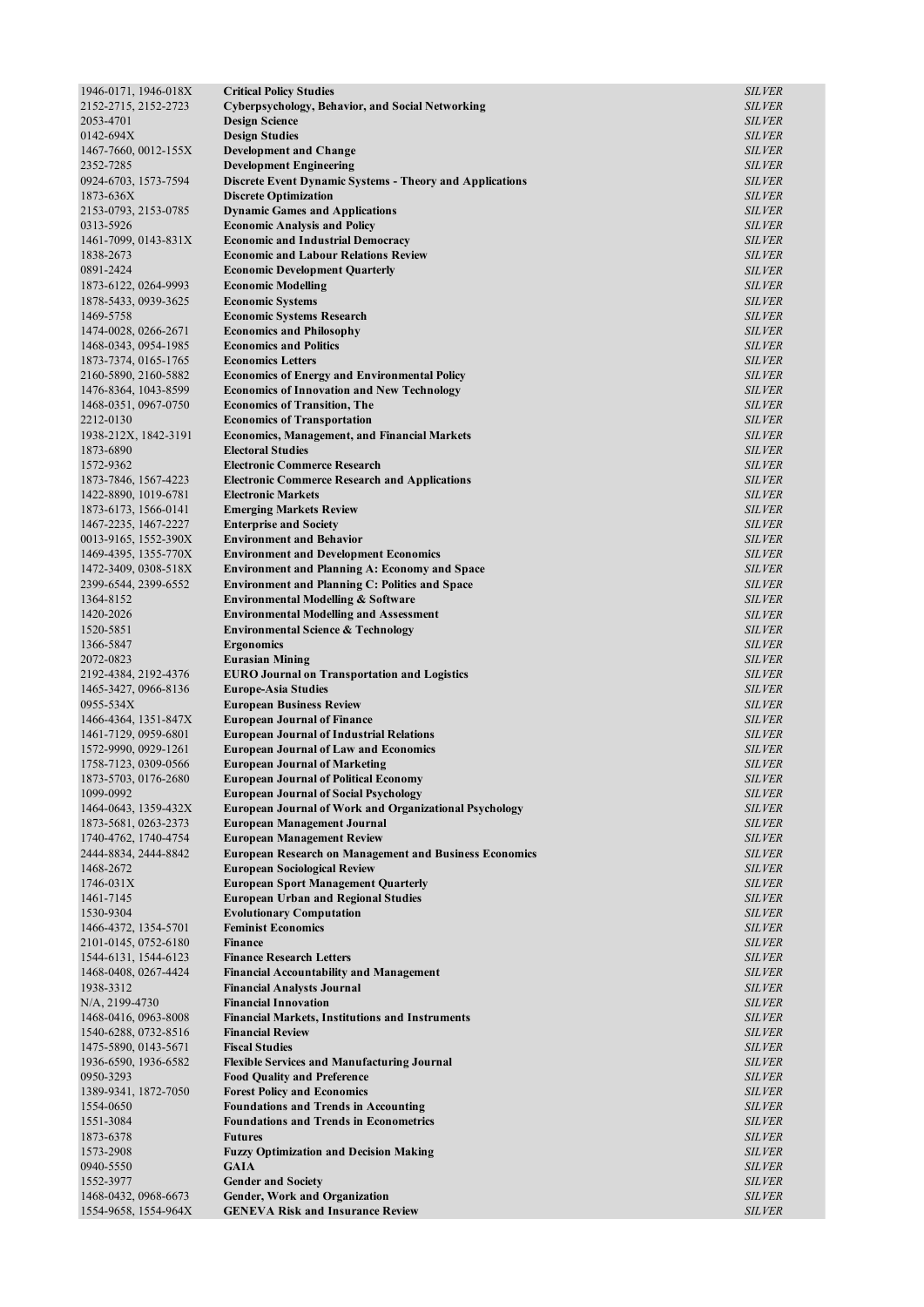| | | |
|---|---|---|
| 1946-0171, 1946-018X | **Critical Policy Studies** | *SILVER* |
| 2152-2715, 2152-2723 | **Cyberpsychology, Behavior, and Social Networking** | *SILVER* |
| 2053-4701 | **Design Science** | *SILVER* |
| 0142-694X | **Design Studies** | *SILVER* |
| 1467-7660, 0012-155X | **Development and Change** | *SILVER* |
| 2352-7285 | **Development Engineering** | *SILVER* |
| 0924-6703, 1573-7594 | **Discrete Event Dynamic Systems - Theory and Applications** | *SILVER* |
| 1873-636X | **Discrete Optimization** | *SILVER* |
| 2153-0793, 2153-0785 | **Dynamic Games and Applications** | *SILVER* |
| 0313-5926 | **Economic Analysis and Policy** | *SILVER* |
| 1461-7099, 0143-831X | **Economic and Industrial Democracy** | *SILVER* |
| 1838-2673 | **Economic and Labour Relations Review** | *SILVER* |
| 0891-2424 | **Economic Development Quarterly** | *SILVER* |
| 1873-6122, 0264-9993 | **Economic Modelling** | *SILVER* |
| 1878-5433, 0939-3625 | **Economic Systems** | *SILVER* |
| 1469-5758 | **Economic Systems Research** | *SILVER* |
| 1474-0028, 0266-2671 | **Economics and Philosophy** | *SILVER* |
| 1468-0343, 0954-1985 | **Economics and Politics** | *SILVER* |
| 1873-7374, 0165-1765 | **Economics Letters** | *SILVER* |
| 2160-5890, 2160-5882 | **Economics of Energy and Environmental Policy** | *SILVER* |
| 1476-8364, 1043-8599 | **Economics of Innovation and New Technology** | *SILVER* |
| 1468-0351, 0967-0750 | **Economics of Transition, The** | *SILVER* |
| 2212-0130 | **Economics of Transportation** | *SILVER* |
| 1938-212X, 1842-3191 | **Economics, Management, and Financial Markets** | *SILVER* |
| 1873-6890 | **Electoral Studies** | *SILVER* |
| 1572-9362 | **Electronic Commerce Research** | *SILVER* |
| 1873-7846, 1567-4223 | **Electronic Commerce Research and Applications** | *SILVER* |
| 1422-8890, 1019-6781 | **Electronic Markets** | *SILVER* |
| 1873-6173, 1566-0141 | **Emerging Markets Review** | *SILVER* |
| 1467-2235, 1467-2227 | **Enterprise and Society** | *SILVER* |
| 0013-9165, 1552-390X | **Environment and Behavior** | *SILVER* |
| 1469-4395, 1355-770X | **Environment and Development Economics** | *SILVER* |
| 1472-3409, 0308-518X | **Environment and Planning A: Economy and Space** | *SILVER* |
| 2399-6544, 2399-6552 | **Environment and Planning C: Politics and Space** | *SILVER* |
| 1364-8152 | **Environmental Modelling & Software** | *SILVER* |
| 1420-2026 | **Environmental Modelling and Assessment** | *SILVER* |
| 1520-5851 | **Environmental Science & Technology** | *SILVER* |
| 1366-5847 | **Ergonomics** | *SILVER* |
| 2072-0823 | **Eurasian Mining** | *SILVER* |
| 2192-4384, 2192-4376 | **EURO Journal on Transportation and Logistics** | *SILVER* |
| 1465-3427, 0966-8136 | **Europe-Asia Studies** | *SILVER* |
| 0955-534X | **European Business Review** | *SILVER* |
| 1466-4364, 1351-847X | **European Journal of Finance** | *SILVER* |
| 1461-7129, 0959-6801 | **European Journal of Industrial Relations** | *SILVER* |
| 1572-9990, 0929-1261 | **European Journal of Law and Economics** | *SILVER* |
| 1758-7123, 0309-0566 | **European Journal of Marketing** | *SILVER* |
| 1873-5703, 0176-2680 | **European Journal of Political Economy** | *SILVER* |
| 1099-0992 | **European Journal of Social Psychology** | *SILVER* |
| 1464-0643, 1359-432X | **European Journal of Work and Organizational Psychology** | *SILVER* |
| 1873-5681, 0263-2373 | **European Management Journal** | *SILVER* |
| 1740-4762, 1740-4754 | **European Management Review** | *SILVER* |
| 2444-8834, 2444-8842 | **European Research on Management and Business Economics** | *SILVER* |
| 1468-2672 | **European Sociological Review** | *SILVER* |
| 1746-031X | **European Sport Management Quarterly** | *SILVER* |
| 1461-7145 | **European Urban and Regional Studies** | *SILVER* |
| 1530-9304 | **Evolutionary Computation** | *SILVER* |
| 1466-4372, 1354-5701 | **Feminist Economics** | *SILVER* |
| 2101-0145, 0752-6180 | **Finance** | *SILVER* |
| 1544-6131, 1544-6123 | **Finance Research Letters** | *SILVER* |
| 1468-0408, 0267-4424 | **Financial Accountability and Management** | *SILVER* |
| 1938-3312 | **Financial Analysts Journal** | *SILVER* |
| N/A, 2199-4730 | **Financial Innovation** | *SILVER* |
| 1468-0416, 0963-8008 | **Financial Markets, Institutions and Instruments** | *SILVER* |
| 1540-6288, 0732-8516 | **Financial Review** | *SILVER* |
| 1475-5890, 0143-5671 | **Fiscal Studies** | *SILVER* |
| 1936-6590, 1936-6582 | **Flexible Services and Manufacturing Journal** | *SILVER* |
| 0950-3293 | **Food Quality and Preference** | *SILVER* |
| 1389-9341, 1872-7050 | **Forest Policy and Economics** | *SILVER* |
| 1554-0650 | **Foundations and Trends in Accounting** | *SILVER* |
| 1551-3084 | **Foundations and Trends in Econometrics** | *SILVER* |
| 1873-6378 | **Futures** | *SILVER* |
| 1573-2908 | **Fuzzy Optimization and Decision Making** | *SILVER* |
| 0940-5550 | **GAIA** | *SILVER* |
| 1552-3977 | **Gender and Society** | *SILVER* |
| 1468-0432, 0968-6673 | **Gender, Work and Organization** | *SILVER* |
| 1554-9658, 1554-964X | **GENEVA Risk and Insurance Review** | *SILVER* |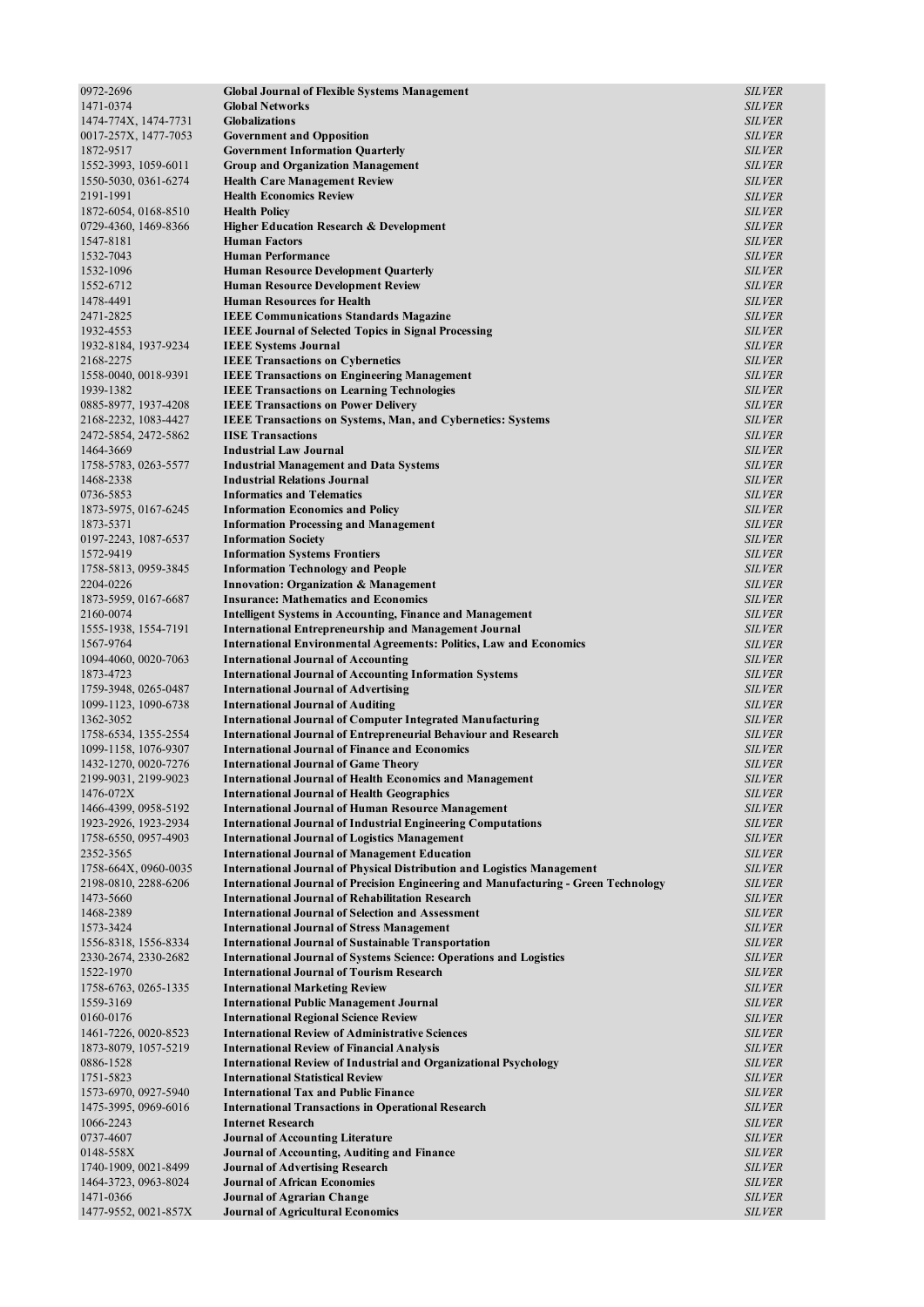| | | |
|---|---|---|
| 0972-2696 | **Global Journal of Flexible Systems Management** | *SILVER* |
| 1471-0374 | **Global Networks** | *SILVER* |
| 1474-774X, 1474-7731 | **Globalizations** | *SILVER* |
| 0017-257X, 1477-7053 | **Government and Opposition** | *SILVER* |
| 1872-9517 | **Government Information Quarterly** | *SILVER* |
| 1552-3993, 1059-6011 | **Group and Organization Management** | *SILVER* |
| 1550-5030, 0361-6274 | **Health Care Management Review** | *SILVER* |
| 2191-1991 | **Health Economics Review** | *SILVER* |
| 1872-6054, 0168-8510 | **Health Policy** | *SILVER* |
| 0729-4360, 1469-8366 | **Higher Education Research & Development** | *SILVER* |
| 1547-8181 | **Human Factors** | *SILVER* |
| 1532-7043 | **Human Performance** | *SILVER* |
| 1532-1096 | **Human Resource Development Quarterly** | *SILVER* |
| 1552-6712 | **Human Resource Development Review** | *SILVER* |
| 1478-4491 | **Human Resources for Health** | *SILVER* |
| 2471-2825 | **IEEE Communications Standards Magazine** | *SILVER* |
| 1932-4553 | **IEEE Journal of Selected Topics in Signal Processing** | *SILVER* |
| 1932-8184, 1937-9234 | **IEEE Systems Journal** | *SILVER* |
| 2168-2275 | **IEEE Transactions on Cybernetics** | *SILVER* |
| 1558-0040, 0018-9391 | **IEEE Transactions on Engineering Management** | *SILVER* |
| 1939-1382 | **IEEE Transactions on Learning Technologies** | *SILVER* |
| 0885-8977, 1937-4208 | **IEEE Transactions on Power Delivery** | *SILVER* |
| 2168-2232, 1083-4427 | **IEEE Transactions on Systems, Man, and Cybernetics: Systems** | *SILVER* |
| 2472-5854, 2472-5862 | **IISE Transactions** | *SILVER* |
| 1464-3669 | **Industrial Law Journal** | *SILVER* |
| 1758-5783, 0263-5577 | **Industrial Management and Data Systems** | *SILVER* |
| 1468-2338 | **Industrial Relations Journal** | *SILVER* |
| 0736-5853 | **Informatics and Telematics** | *SILVER* |
| 1873-5975, 0167-6245 | **Information Economics and Policy** | *SILVER* |
| 1873-5371 | **Information Processing and Management** | *SILVER* |
| 0197-2243, 1087-6537 | **Information Society** | *SILVER* |
| 1572-9419 | **Information Systems Frontiers** | *SILVER* |
| 1758-5813, 0959-3845 | **Information Technology and People** | *SILVER* |
| 2204-0226 | **Innovation: Organization & Management** | *SILVER* |
| 1873-5959, 0167-6687 | **Insurance: Mathematics and Economics** | *SILVER* |
| 2160-0074 | **Intelligent Systems in Accounting, Finance and Management** | *SILVER* |
| 1555-1938, 1554-7191 | **International Entrepreneurship and Management Journal** | *SILVER* |
| 1567-9764 | **International Environmental Agreements: Politics, Law and Economics** | *SILVER* |
| 1094-4060, 0020-7063 | **International Journal of Accounting** | *SILVER* |
| 1873-4723 | **International Journal of Accounting Information Systems** | *SILVER* |
| 1759-3948, 0265-0487 | **International Journal of Advertising** | *SILVER* |
| 1099-1123, 1090-6738 | **International Journal of Auditing** | *SILVER* |
| 1362-3052 | **International Journal of Computer Integrated Manufacturing** | *SILVER* |
| 1758-6534, 1355-2554 | **International Journal of Entrepreneurial Behaviour and Research** | *SILVER* |
| 1099-1158, 1076-9307 | **International Journal of Finance and Economics** | *SILVER* |
| 1432-1270, 0020-7276 | **International Journal of Game Theory** | *SILVER* |
| 2199-9031, 2199-9023 | **International Journal of Health Economics and Management** | *SILVER* |
| 1476-072X | **International Journal of Health Geographics** | *SILVER* |
| 1466-4399, 0958-5192 | **International Journal of Human Resource Management** | *SILVER* |
| 1923-2926, 1923-2934 | **International Journal of Industrial Engineering Computations** | *SILVER* |
| 1758-6550, 0957-4903 | **International Journal of Logistics Management** | *SILVER* |
| 2352-3565 | **International Journal of Management Education** | *SILVER* |
| 1758-664X, 0960-0035 | **International Journal of Physical Distribution and Logistics Management** | *SILVER* |
| 2198-0810, 2288-6206 | **International Journal of Precision Engineering and Manufacturing - Green Technology** | *SILVER* |
| 1473-5660 | **International Journal of Rehabilitation Research** | *SILVER* |
| 1468-2389 | **International Journal of Selection and Assessment** | *SILVER* |
| 1573-3424 | **International Journal of Stress Management** | *SILVER* |
| 1556-8318, 1556-8334 | **International Journal of Sustainable Transportation** | *SILVER* |
| 2330-2674, 2330-2682 | **International Journal of Systems Science: Operations and Logistics** | *SILVER* |
| 1522-1970 | **International Journal of Tourism Research** | *SILVER* |
| 1758-6763, 0265-1335 | **International Marketing Review** | *SILVER* |
| 1559-3169 | **International Public Management Journal** | *SILVER* |
| 0160-0176 | **International Regional Science Review** | *SILVER* |
| 1461-7226, 0020-8523 | **International Review of Administrative Sciences** | *SILVER* |
| 1873-8079, 1057-5219 | **International Review of Financial Analysis** | *SILVER* |
| 0886-1528 | **International Review of Industrial and Organizational Psychology** | *SILVER* |
| 1751-5823 | **International Statistical Review** | *SILVER* |
| 1573-6970, 0927-5940 | **International Tax and Public Finance** | *SILVER* |
| 1475-3995, 0969-6016 | **International Transactions in Operational Research** | *SILVER* |
| 1066-2243 | **Internet Research** | *SILVER* |
| 0737-4607 | **Journal of Accounting Literature** | *SILVER* |
| 0148-558X | **Journal of Accounting, Auditing and Finance** | *SILVER* |
| 1740-1909, 0021-8499 | **Journal of Advertising Research** | *SILVER* |
| 1464-3723, 0963-8024 | **Journal of African Economies** | *SILVER* |
| 1471-0366 | **Journal of Agrarian Change** | *SILVER* |
| 1477-9552, 0021-857X | **Journal of Agricultural Economics** | *SILVER* |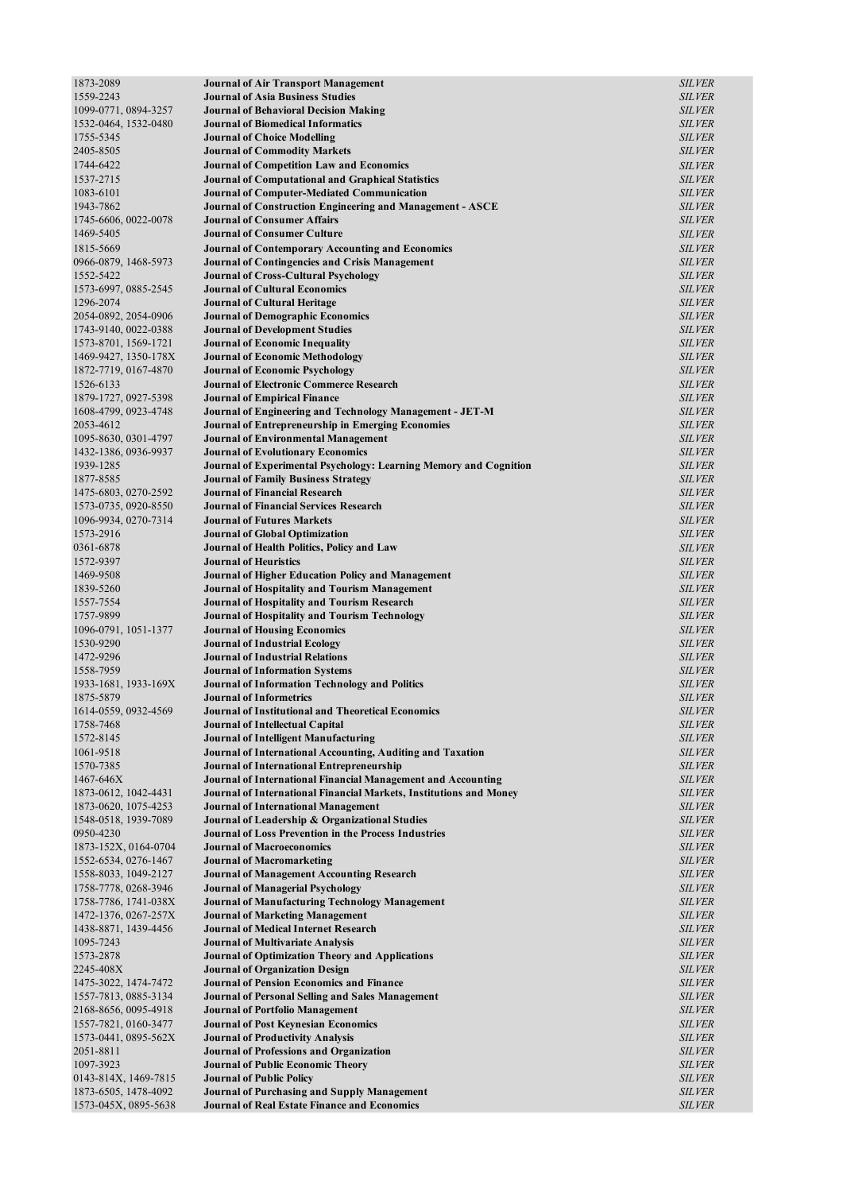| | | |
|---|---|---|
| 1873-2089 | **Journal of Air Transport Management** | *SILVER* |
| 1559-2243 | **Journal of Asia Business Studies** | *SILVER* |
| 1099-0771, 0894-3257 | **Journal of Behavioral Decision Making** | *SILVER* |
| 1532-0464, 1532-0480 | **Journal of Biomedical Informatics** | *SILVER* |
| 1755-5345 | **Journal of Choice Modelling** | *SILVER* |
| 2405-8505 | **Journal of Commodity Markets** | *SILVER* |
| 1744-6422 | **Journal of Competition Law and Economics** | *SILVER* |
| 1537-2715 | **Journal of Computational and Graphical Statistics** | *SILVER* |
| 1083-6101 | **Journal of Computer-Mediated Communication** | *SILVER* |
| 1943-7862 | **Journal of Construction Engineering and Management - ASCE** | *SILVER* |
| 1745-6606, 0022-0078 | **Journal of Consumer Affairs** | *SILVER* |
| 1469-5405 | **Journal of Consumer Culture** | *SILVER* |
| 1815-5669 | **Journal of Contemporary Accounting and Economics** | *SILVER* |
| 0966-0879, 1468-5973 | **Journal of Contingencies and Crisis Management** | *SILVER* |
| 1552-5422 | **Journal of Cross-Cultural Psychology** | *SILVER* |
| 1573-6997, 0885-2545 | **Journal of Cultural Economics** | *SILVER* |
| 1296-2074 | **Journal of Cultural Heritage** | *SILVER* |
| 2054-0892, 2054-0906 | **Journal of Demographic Economics** | *SILVER* |
| 1743-9140, 0022-0388 | **Journal of Development Studies** | *SILVER* |
| 1573-8701, 1569-1721 | **Journal of Economic Inequality** | *SILVER* |
| 1469-9427, 1350-178X | **Journal of Economic Methodology** | *SILVER* |
| 1872-7719, 0167-4870 | **Journal of Economic Psychology** | *SILVER* |
| 1526-6133 | **Journal of Electronic Commerce Research** | *SILVER* |
| 1879-1727, 0927-5398 | **Journal of Empirical Finance** | *SILVER* |
| 1608-4799, 0923-4748 | **Journal of Engineering and Technology Management - JET-M** | *SILVER* |
| 2053-4612 | **Journal of Entrepreneurship in Emerging Economies** | *SILVER* |
| 1095-8630, 0301-4797 | **Journal of Environmental Management** | *SILVER* |
| 1432-1386, 0936-9937 | **Journal of Evolutionary Economics** | *SILVER* |
| 1939-1285 | **Journal of Experimental Psychology: Learning Memory and Cognition** | *SILVER* |
| 1877-8585 | **Journal of Family Business Strategy** | *SILVER* |
| 1475-6803, 0270-2592 | **Journal of Financial Research** | *SILVER* |
| 1573-0735, 0920-8550 | **Journal of Financial Services Research** | *SILVER* |
| 1096-9934, 0270-7314 | **Journal of Futures Markets** | *SILVER* |
| 1573-2916 | **Journal of Global Optimization** | *SILVER* |
| 0361-6878 | **Journal of Health Politics, Policy and Law** | *SILVER* |
| 1572-9397 | **Journal of Heuristics** | *SILVER* |
| 1469-9508 | **Journal of Higher Education Policy and Management** | *SILVER* |
| 1839-5260 | **Journal of Hospitality and Tourism Management** | *SILVER* |
| 1557-7554 | **Journal of Hospitality and Tourism Research** | *SILVER* |
| 1757-9899 | **Journal of Hospitality and Tourism Technology** | *SILVER* |
| 1096-0791, 1051-1377 | **Journal of Housing Economics** | *SILVER* |
| 1530-9290 | **Journal of Industrial Ecology** | *SILVER* |
| 1472-9296 | **Journal of Industrial Relations** | *SILVER* |
| 1558-7959 | **Journal of Information Systems** | *SILVER* |
| 1933-1681, 1933-169X | **Journal of Information Technology and Politics** | *SILVER* |
| 1875-5879 | **Journal of Informetrics** | *SILVER* |
| 1614-0559, 0932-4569 | **Journal of Institutional and Theoretical Economics** | *SILVER* |
| 1758-7468 | **Journal of Intellectual Capital** | *SILVER* |
| 1572-8145 | **Journal of Intelligent Manufacturing** | *SILVER* |
| 1061-9518 | **Journal of International Accounting, Auditing and Taxation** | *SILVER* |
| 1570-7385 | **Journal of International Entrepreneurship** | *SILVER* |
| 1467-646X | **Journal of International Financial Management and Accounting** | *SILVER* |
| 1873-0612, 1042-4431 | **Journal of International Financial Markets, Institutions and Money** | *SILVER* |
| 1873-0620, 1075-4253 | **Journal of International Management** | *SILVER* |
| 1548-0518, 1939-7089 | **Journal of Leadership & Organizational Studies** | *SILVER* |
| 0950-4230 | **Journal of Loss Prevention in the Process Industries** | *SILVER* |
| 1873-152X, 0164-0704 | **Journal of Macroeconomics** | *SILVER* |
| 1552-6534, 0276-1467 | **Journal of Macromarketing** | *SILVER* |
| 1558-8033, 1049-2127 | **Journal of Management Accounting Research** | *SILVER* |
| 1758-7778, 0268-3946 | **Journal of Managerial Psychology** | *SILVER* |
| 1758-7786, 1741-038X | **Journal of Manufacturing Technology Management** | *SILVER* |
| 1472-1376, 0267-257X | **Journal of Marketing Management** | *SILVER* |
| 1438-8871, 1439-4456 | **Journal of Medical Internet Research** | *SILVER* |
| 1095-7243 | **Journal of Multivariate Analysis** | *SILVER* |
| 1573-2878 | **Journal of Optimization Theory and Applications** | *SILVER* |
| 2245-408X | **Journal of Organization Design** | *SILVER* |
| 1475-3022, 1474-7472 | **Journal of Pension Economics and Finance** | *SILVER* |
| 1557-7813, 0885-3134 | **Journal of Personal Selling and Sales Management** | *SILVER* |
| 2168-8656, 0095-4918 | **Journal of Portfolio Management** | *SILVER* |
| 1557-7821, 0160-3477 | **Journal of Post Keynesian Economics** | *SILVER* |
| 1573-0441, 0895-562X | **Journal of Productivity Analysis** | *SILVER* |
| 2051-8811 | **Journal of Professions and Organization** | *SILVER* |
| 1097-3923 | **Journal of Public Economic Theory** | *SILVER* |
| 0143-814X, 1469-7815 | **Journal of Public Policy** | *SILVER* |
| 1873-6505, 1478-4092 | **Journal of Purchasing and Supply Management** | *SILVER* |
| 1573-045X, 0895-5638 | **Journal of Real Estate Finance and Economics** | *SILVER* |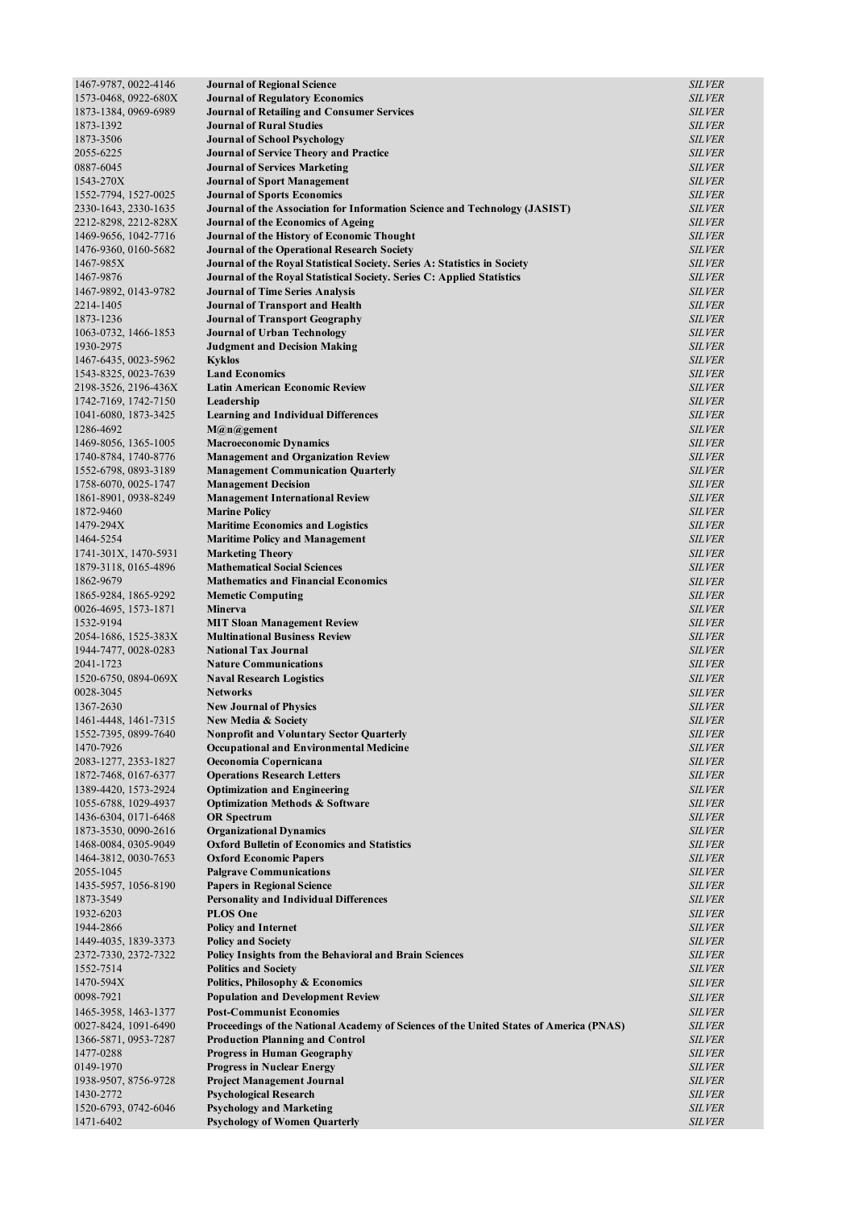| | | |
|---|---|---|
| 1467-9787, 0022-4146 | **Journal of Regional Science** | *SILVER* |
| 1573-0468, 0922-680X | **Journal of Regulatory Economics** | *SILVER* |
| 1873-1384, 0969-6989 | **Journal of Retailing and Consumer Services** | *SILVER* |
| 1873-1392 | **Journal of Rural Studies** | *SILVER* |
| 1873-3506 | **Journal of School Psychology** | *SILVER* |
| 2055-6225 | **Journal of Service Theory and Practice** | *SILVER* |
| 0887-6045 | **Journal of Services Marketing** | *SILVER* |
| 1543-270X | **Journal of Sport Management** | *SILVER* |
| 1552-7794, 1527-0025 | **Journal of Sports Economics** | *SILVER* |
| 2330-1643, 2330-1635 | **Journal of the Association for Information Science and Technology (JASIST)** | *SILVER* |
| 2212-8298, 2212-828X | **Journal of the Economics of Ageing** | *SILVER* |
| 1469-9656, 1042-7716 | **Journal of the History of Economic Thought** | *SILVER* |
| 1476-9360, 0160-5682 | **Journal of the Operational Research Society** | *SILVER* |
| 1467-985X | **Journal of the Royal Statistical Society. Series A: Statistics in Society** | *SILVER* |
| 1467-9876 | **Journal of the Royal Statistical Society. Series C: Applied Statistics** | *SILVER* |
| 1467-9892, 0143-9782 | **Journal of Time Series Analysis** | *SILVER* |
| 2214-1405 | **Journal of Transport and Health** | *SILVER* |
| 1873-1236 | **Journal of Transport Geography** | *SILVER* |
| 1063-0732, 1466-1853 | **Journal of Urban Technology** | *SILVER* |
| 1930-2975 | **Judgment and Decision Making** | *SILVER* |
| 1467-6435, 0023-5962 | **Kyklos** | *SILVER* |
| 1543-8325, 0023-7639 | **Land Economics** | *SILVER* |
| 2198-3526, 2196-436X | **Latin American Economic Review** | *SILVER* |
| 1742-7169, 1742-7150 | **Leadership** | *SILVER* |
| 1041-6080, 1873-3425 | **Learning and Individual Differences** | *SILVER* |
| 1286-4692 | **M@n@gement** | *SILVER* |
| 1469-8056, 1365-1005 | **Macroeconomic Dynamics** | *SILVER* |
| 1740-8784, 1740-8776 | **Management and Organization Review** | *SILVER* |
| 1552-6798, 0893-3189 | **Management Communication Quarterly** | *SILVER* |
| 1758-6070, 0025-1747 | **Management Decision** | *SILVER* |
| 1861-8901, 0938-8249 | **Management International Review** | *SILVER* |
| 1872-9460 | **Marine Policy** | *SILVER* |
| 1479-294X | **Maritime Economics and Logistics** | *SILVER* |
| 1464-5254 | **Maritime Policy and Management** | *SILVER* |
| 1741-301X, 1470-5931 | **Marketing Theory** | *SILVER* |
| 1879-3118, 0165-4896 | **Mathematical Social Sciences** | *SILVER* |
| 1862-9679 | **Mathematics and Financial Economics** | *SILVER* |
| 1865-9284, 1865-9292 | **Memetic Computing** | *SILVER* |
| 0026-4695, 1573-1871 | **Minerva** | *SILVER* |
| 1532-9194 | **MIT Sloan Management Review** | *SILVER* |
| 2054-1686, 1525-383X | **Multinational Business Review** | *SILVER* |
| 1944-7477, 0028-0283 | **National Tax Journal** | *SILVER* |
| 2041-1723 | **Nature Communications** | *SILVER* |
| 1520-6750, 0894-069X | **Naval Research Logistics** | *SILVER* |
| 0028-3045 | **Networks** | *SILVER* |
| 1367-2630 | **New Journal of Physics** | *SILVER* |
| 1461-4448, 1461-7315 | **New Media & Society** | *SILVER* |
| 1552-7395, 0899-7640 | **Nonprofit and Voluntary Sector Quarterly** | *SILVER* |
| 1470-7926 | **Occupational and Environmental Medicine** | *SILVER* |
| 2083-1277, 2353-1827 | **Oeconomia Copernicana** | *SILVER* |
| 1872-7468, 0167-6377 | **Operations Research Letters** | *SILVER* |
| 1389-4420, 1573-2924 | **Optimization and Engineering** | *SILVER* |
| 1055-6788, 1029-4937 | **Optimization Methods & Software** | *SILVER* |
| 1436-6304, 0171-6468 | **OR Spectrum** | *SILVER* |
| 1873-3530, 0090-2616 | **Organizational Dynamics** | *SILVER* |
| 1468-0084, 0305-9049 | **Oxford Bulletin of Economics and Statistics** | *SILVER* |
| 1464-3812, 0030-7653 | **Oxford Economic Papers** | *SILVER* |
| 2055-1045 | **Palgrave Communications** | *SILVER* |
| 1435-5957, 1056-8190 | **Papers in Regional Science** | *SILVER* |
| 1873-3549 | **Personality and Individual Differences** | *SILVER* |
| 1932-6203 | **PLOS One** | *SILVER* |
| 1944-2866 | **Policy and Internet** | *SILVER* |
| 1449-4035, 1839-3373 | **Policy and Society** | *SILVER* |
| 2372-7330, 2372-7322 | **Policy Insights from the Behavioral and Brain Sciences** | *SILVER* |
| 1552-7514 | **Politics and Society** | *SILVER* |
| 1470-594X | **Politics, Philosophy & Economics** | *SILVER* |
| 0098-7921 | **Population and Development Review** | *SILVER* |
| 1465-3958, 1463-1377 | **Post-Communist Economies** | *SILVER* |
| 0027-8424, 1091-6490 | **Proceedings of the National Academy of Sciences of the United States of America (PNAS)** | *SILVER* |
| 1366-5871, 0953-7287 | **Production Planning and Control** | *SILVER* |
| 1477-0288 | **Progress in Human Geography** | *SILVER* |
| 0149-1970 | **Progress in Nuclear Energy** | *SILVER* |
| 1938-9507, 8756-9728 | **Project Management Journal** | *SILVER* |
| 1430-2772 | **Psychological Research** | *SILVER* |
| 1520-6793, 0742-6046 | **Psychology and Marketing** | *SILVER* |
| 1471-6402 | **Psychology of Women Quarterly** | *SILVER* |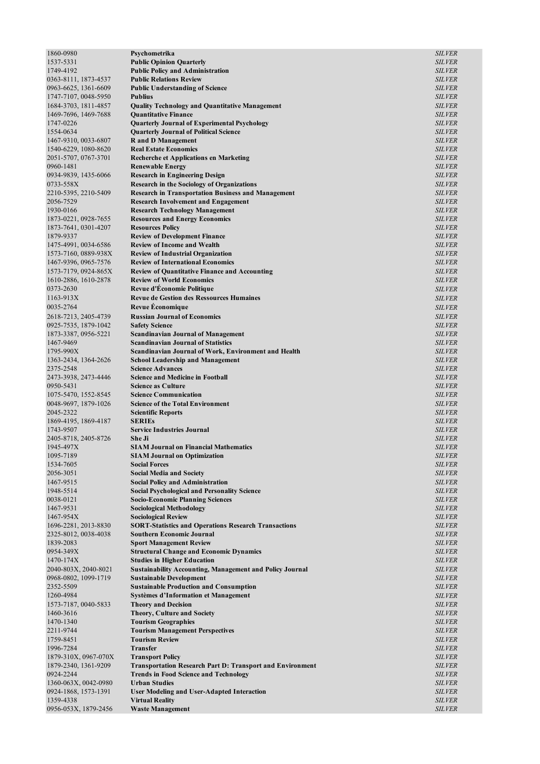| | | |
|---|---|---|
| 1860-0980 | **Psychometrika** | *SILVER* |
| 1537-5331 | **Public Opinion Quarterly** | *SILVER* |
| 1749-4192 | **Public Policy and Administration** | *SILVER* |
| 0363-8111, 1873-4537 | **Public Relations Review** | *SILVER* |
| 0963-6625, 1361-6609 | **Public Understanding of Science** | *SILVER* |
| 1747-7107, 0048-5950 | **Publius** | *SILVER* |
| 1684-3703, 1811-4857 | **Quality Technology and Quantitative Management** | *SILVER* |
| 1469-7696, 1469-7688 | **Quantitative Finance** | *SILVER* |
| 1747-0226 | **Quarterly Journal of Experimental Psychology** | *SILVER* |
| 1554-0634 | **Quarterly Journal of Political Science** | *SILVER* |
| 1467-9310, 0033-6807 | **R and D Management** | *SILVER* |
| 1540-6229, 1080-8620 | **Real Estate Economics** | *SILVER* |
| 2051-5707, 0767-3701 | **Recherche et Applications en Marketing** | *SILVER* |
| 0960-1481 | **Renewable Energy** | *SILVER* |
| 0934-9839, 1435-6066 | **Research in Engineering Design** | *SILVER* |
| 0733-558X | **Research in the Sociology of Organizations** | *SILVER* |
| 2210-5395, 2210-5409 | **Research in Transportation Business and Management** | *SILVER* |
| 2056-7529 | **Research Involvement and Engagement** | *SILVER* |
| 1930-0166 | **Research Technology Management** | *SILVER* |
| 1873-0221, 0928-7655 | **Resources and Energy Economics** | *SILVER* |
| 1873-7641, 0301-4207 | **Resources Policy** | *SILVER* |
| 1879-9337 | **Review of Development Finance** | *SILVER* |
| 1475-4991, 0034-6586 | **Review of Income and Wealth** | *SILVER* |
| 1573-7160, 0889-938X | **Review of Industrial Organization** | *SILVER* |
| 1467-9396, 0965-7576 | **Review of International Economics** | *SILVER* |
| 1573-7179, 0924-865X | **Review of Quantitative Finance and Accounting** | *SILVER* |
| 1610-2886, 1610-2878 | **Review of World Economics** | *SILVER* |
| 0373-2630 | **Revue d'Économie Politique** | *SILVER* |
| 1163-913X | **Revue de Gestion des Ressources Humaines** | *SILVER* |
| 0035-2764 | **Revue Économique** | *SILVER* |
| 2618-7213, 2405-4739 | **Russian Journal of Economics** | *SILVER* |
| 0925-7535, 1879-1042 | **Safety Science** | *SILVER* |
| 1873-3387, 0956-5221 | **Scandinavian Journal of Management** | *SILVER* |
| 1467-9469 | **Scandinavian Journal of Statistics** | *SILVER* |
| 1795-990X | **Scandinavian Journal of Work, Environment and Health** | *SILVER* |
| 1363-2434, 1364-2626 | **School Leadership and Management** | *SILVER* |
| 2375-2548 | **Science Advances** | *SILVER* |
| 2473-3938, 2473-4446 | **Science and Medicine in Football** | *SILVER* |
| 0950-5431 | **Science as Culture** | *SILVER* |
| 1075-5470, 1552-8545 | **Science Communication** | *SILVER* |
| 0048-9697, 1879-1026 | **Science of the Total Environment** | *SILVER* |
| 2045-2322 | **Scientific Reports** | *SILVER* |
| 1869-4195, 1869-4187 | **SERIEs** | *SILVER* |
| 1743-9507 | **Service Industries Journal** | *SILVER* |
| 2405-8718, 2405-8726 | **She Ji** | *SILVER* |
| 1945-497X | **SIAM Journal on Financial Mathematics** | *SILVER* |
| 1095-7189 | **SIAM Journal on Optimization** | *SILVER* |
| 1534-7605 | **Social Forces** | *SILVER* |
| 2056-3051 | **Social Media and Society** | *SILVER* |
| 1467-9515 | **Social Policy and Administration** | *SILVER* |
| 1948-5514 | **Social Psychological and Personality Science** | *SILVER* |
| 0038-0121 | **Socio-Economic Planning Sciences** | *SILVER* |
| 1467-9531 | **Sociological Methodology** | *SILVER* |
| 1467-954X | **Sociological Review** | *SILVER* |
| 1696-2281, 2013-8830 | **SORT-Statistics and Operations Research Transactions** | *SILVER* |
| 2325-8012, 0038-4038 | **Southern Economic Journal** | *SILVER* |
| 1839-2083 | **Sport Management Review** | *SILVER* |
| 0954-349X | **Structural Change and Economic Dynamics** | *SILVER* |
| 1470-174X | **Studies in Higher Education** | *SILVER* |
| 2040-803X, 2040-8021 | **Sustainability Accounting, Management and Policy Journal** | *SILVER* |
| 0968-0802, 1099-1719 | **Sustainable Development** | *SILVER* |
| 2352-5509 | **Sustainable Production and Consumption** | *SILVER* |
| 1260-4984 | **Systèmes d'Information et Management** | *SILVER* |
| 1573-7187, 0040-5833 | **Theory and Decision** | *SILVER* |
| 1460-3616 | **Theory, Culture and Society** | *SILVER* |
| 1470-1340 | **Tourism Geographies** | *SILVER* |
| 2211-9744 | **Tourism Management Perspectives** | *SILVER* |
| 1759-8451 | **Tourism Review** | *SILVER* |
| 1996-7284 | **Transfer** | *SILVER* |
| 1879-310X, 0967-070X | **Transport Policy** | *SILVER* |
| 1879-2340, 1361-9209 | **Transportation Research Part D: Transport and Environment** | *SILVER* |
| 0924-2244 | **Trends in Food Science and Technology** | *SILVER* |
| 1360-063X, 0042-0980 | **Urban Studies** | *SILVER* |
| 0924-1868, 1573-1391 | **User Modeling and User-Adapted Interaction** | *SILVER* |
| 1359-4338 | **Virtual Reality** | *SILVER* |
| 0956-053X, 1879-2456 | **Waste Management** | *SILVER* |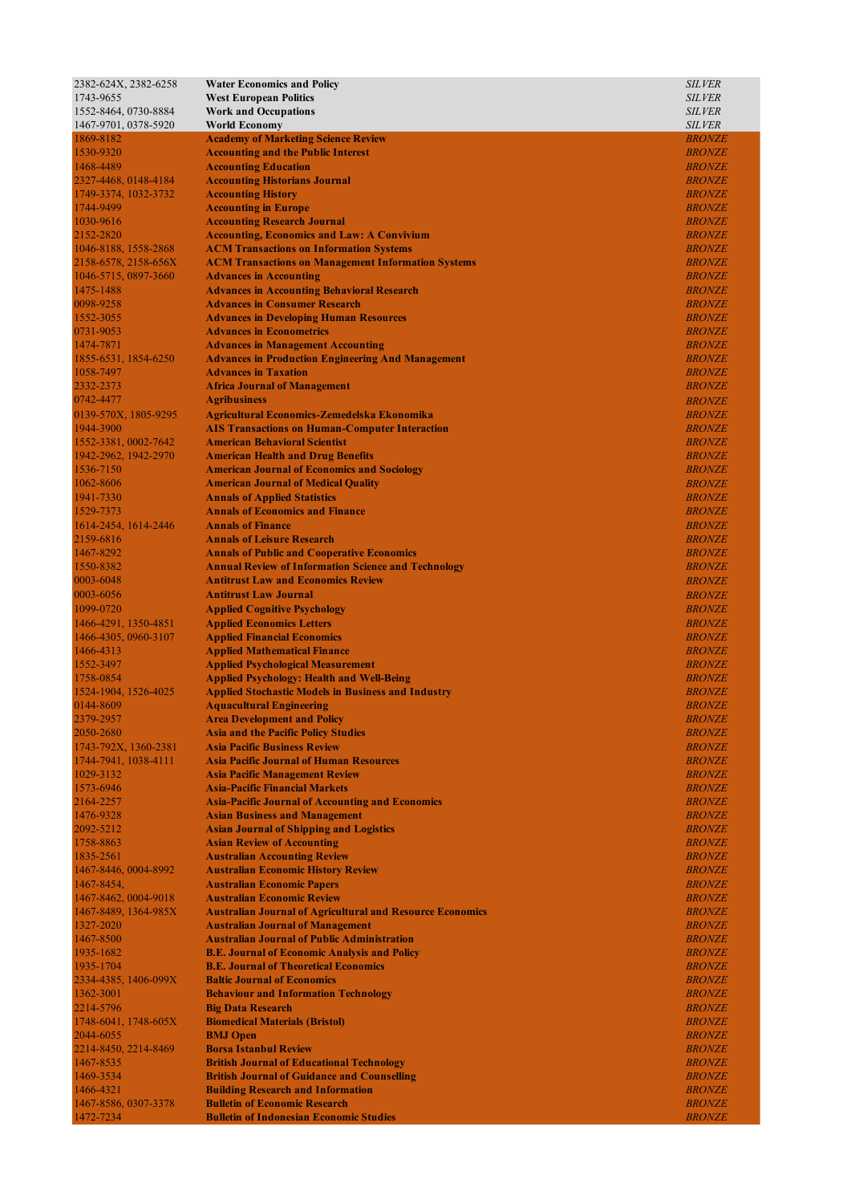| | | |
|---|---|---|
| 2382-624X, 2382-6258 | **Water Economics and Policy** | *SILVER* |
| 1743-9655 | **West European Politics** | *SILVER* |
| 1552-8464, 0730-8884 | **Work and Occupations** | *SILVER* |
| 1467-9701, 0378-5920 | **World Economy** | *SILVER* |
| 1869-8182 | **Academy of Marketing Science Review** | *BRONZE* |
| 1530-9320 | **Accounting and the Public Interest** | *BRONZE* |
| 1468-4489 | **Accounting Education** | *BRONZE* |
| 2327-4468, 0148-4184 | **Accounting Historians Journal** | *BRONZE* |
| 1749-3374, 1032-3732 | **Accounting History** | *BRONZE* |
| 1744-9499 | **Accounting in Europe** | *BRONZE* |
| 1030-9616 | **Accounting Research Journal** | *BRONZE* |
| 2152-2820 | **Accounting, Economics and Law: A Convivium** | *BRONZE* |
| 1046-8188, 1558-2868 | **ACM Transactions on Information Systems** | *BRONZE* |
| 2158-6578, 2158-656X | **ACM Transactions on Management Information Systems** | *BRONZE* |
| 1046-5715, 0897-3660 | **Advances in Accounting** | *BRONZE* |
| 1475-1488 | **Advances in Accounting Behavioral Research** | *BRONZE* |
| 0098-9258 | **Advances in Consumer Research** | *BRONZE* |
| 1552-3055 | **Advances in Developing Human Resources** | *BRONZE* |
| 0731-9053 | **Advances in Econometrics** | *BRONZE* |
| 1474-7871 | **Advances in Management Accounting** | *BRONZE* |
| 1855-6531, 1854-6250 | **Advances in Production Engineering And Management** | *BRONZE* |
| 1058-7497 | **Advances in Taxation** | *BRONZE* |
| 2332-2373 | **Africa Journal of Management** | *BRONZE* |
| 0742-4477 | **Agribusiness** | *BRONZE* |
| 0139-570X, 1805-9295 | **Agricultural Economics-Zemedelska Ekonomika** | *BRONZE* |
| 1944-3900 | **AIS Transactions on Human-Computer Interaction** | *BRONZE* |
| 1552-3381, 0002-7642 | **American Behavioral Scientist** | *BRONZE* |
| 1942-2962, 1942-2970 | **American Health and Drug Benefits** | *BRONZE* |
| 1536-7150 | **American Journal of Economics and Sociology** | *BRONZE* |
| 1062-8606 | **American Journal of Medical Quality** | *BRONZE* |
| 1941-7330 | **Annals of Applied Statistics** | *BRONZE* |
| 1529-7373 | **Annals of Economics and Finance** | *BRONZE* |
| 1614-2454, 1614-2446 | **Annals of Finance** | *BRONZE* |
| 2159-6816 | **Annals of Leisure Research** | *BRONZE* |
| 1467-8292 | **Annals of Public and Cooperative Economics** | *BRONZE* |
| 1550-8382 | **Annual Review of Information Science and Technology** | *BRONZE* |
| 0003-6048 | **Antitrust Law and Economics Review** | *BRONZE* |
| 0003-6056 | **Antitrust Law Journal** | *BRONZE* |
| 1099-0720 | **Applied Cognitive Psychology** | *BRONZE* |
| 1466-4291, 1350-4851 | **Applied Economics Letters** | *BRONZE* |
| 1466-4305, 0960-3107 | **Applied Financial Economics** | *BRONZE* |
| 1466-4313 | **Applied Mathematical Finance** | *BRONZE* |
| 1552-3497 | **Applied Psychological Measurement** | *BRONZE* |
| 1758-0854 | **Applied Psychology: Health and Well-Being** | *BRONZE* |
| 1524-1904, 1526-4025 | **Applied Stochastic Models in Business and Industry** | *BRONZE* |
| 0144-8609 | **Aquacultural Engineering** | *BRONZE* |
| 2379-2957 | **Area Development and Policy** | *BRONZE* |
| 2050-2680 | **Asia and the Pacific Policy Studies** | *BRONZE* |
| 1743-792X, 1360-2381 | **Asia Pacific Business Review** | *BRONZE* |
| 1744-7941, 1038-4111 | **Asia Pacific Journal of Human Resources** | *BRONZE* |
| 1029-3132 | **Asia Pacific Management Review** | *BRONZE* |
| 1573-6946 | **Asia-Pacific Financial Markets** | *BRONZE* |
| 2164-2257 | **Asia-Pacific Journal of Accounting and Economics** | *BRONZE* |
| 1476-9328 | **Asian Business and Management** | *BRONZE* |
| 2092-5212 | **Asian Journal of Shipping and Logistics** | *BRONZE* |
| 1758-8863 | **Asian Review of Accounting** | *BRONZE* |
| 1835-2561 | **Australian Accounting Review** | *BRONZE* |
| 1467-8446, 0004-8992 | **Australian Economic History Review** | *BRONZE* |
| 1467-8454, | **Australian Economic Papers** | *BRONZE* |
| 1467-8462, 0004-9018 | **Australian Economic Review** | *BRONZE* |
| 1467-8489, 1364-985X | **Australian Journal of Agricultural and Resource Economics** | *BRONZE* |
| 1327-2020 | **Australian Journal of Management** | *BRONZE* |
| 1467-8500 | **Australian Journal of Public Administration** | *BRONZE* |
| 1935-1682 | **B.E. Journal of Economic Analysis and Policy** | *BRONZE* |
| 1935-1704 | **B.E. Journal of Theoretical Economics** | *BRONZE* |
| 2334-4385, 1406-099X | **Baltic Journal of Economics** | *BRONZE* |
| 1362-3001 | **Behaviour and Information Technology** | *BRONZE* |
| 2214-5796 | **Big Data Research** | *BRONZE* |
| 1748-6041, 1748-605X | **Biomedical Materials (Bristol)** | *BRONZE* |
| 2044-6055 | **BMJ Open** | *BRONZE* |
| 2214-8450, 2214-8469 | **Borsa Istanbul Review** | *BRONZE* |
| 1467-8535 | **British Journal of Educational Technology** | *BRONZE* |
| 1469-3534 | **British Journal of Guidance and Counselling** | *BRONZE* |
| 1466-4321 | **Building Research and Information** | *BRONZE* |
| 1467-8586, 0307-3378 | **Bulletin of Economic Research** | *BRONZE* |
| 1472-7234 | **Bulletin of Indonesian Economic Studies** | *BRONZE* |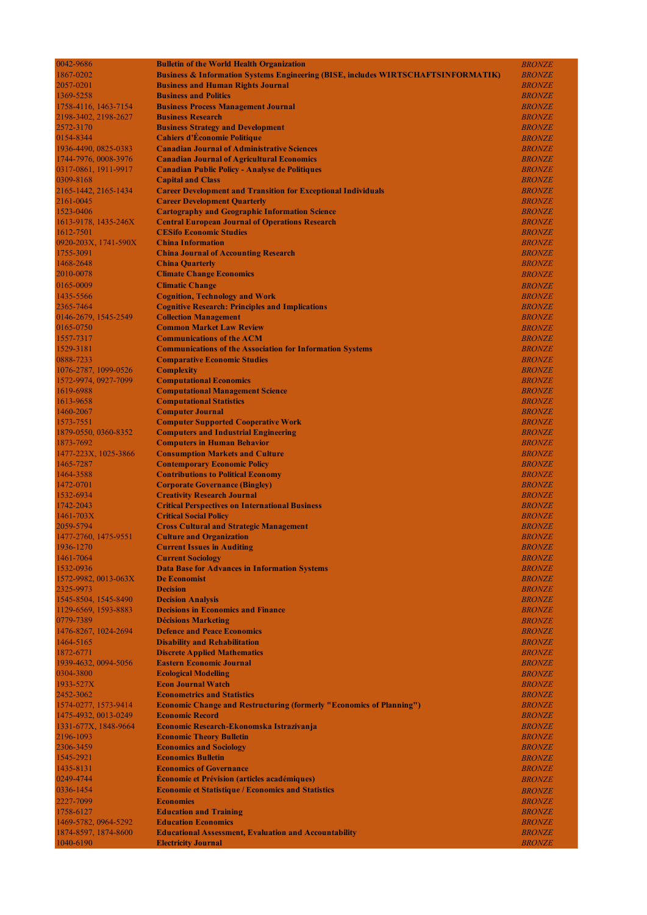| | | |
|---|---|---|
| 0042-9686 | **Bulletin of the World Health Organization** | *BRONZE* |
| 1867-0202 | **Business & Information Systems Engineering (BISE, includes WIRTSCHAFTSINFORMATIK)** | *BRONZE* |
| 2057-0201 | **Business and Human Rights Journal** | *BRONZE* |
| 1369-5258 | **Business and Politics** | *BRONZE* |
| 1758-4116, 1463-7154 | **Business Process Management Journal** | *BRONZE* |
| 2198-3402, 2198-2627 | **Business Research** | *BRONZE* |
| 2572-3170 | **Business Strategy and Development** | *BRONZE* |
| 0154-8344 | **Cahiers d'Économie Politique** | *BRONZE* |
| 1936-4490, 0825-0383 | **Canadian Journal of Administrative Sciences** | *BRONZE* |
| 1744-7976, 0008-3976 | **Canadian Journal of Agricultural Economics** | *BRONZE* |
| 0317-0861, 1911-9917 | **Canadian Public Policy - Analyse de Politiques** | *BRONZE* |
| 0309-8168 | **Capital and Class** | *BRONZE* |
| 2165-1442, 2165-1434 | **Career Development and Transition for Exceptional Individuals** | *BRONZE* |
| 2161-0045 | **Career Development Quarterly** | *BRONZE* |
| 1523-0406 | **Cartography and Geographic Information Science** | *BRONZE* |
| 1613-9178, 1435-246X | **Central European Journal of Operations Research** | *BRONZE* |
| 1612-7501 | **CESifo Economic Studies** | *BRONZE* |
| 0920-203X, 1741-590X | **China Information** | *BRONZE* |
| 1755-3091 | **China Journal of Accounting Research** | *BRONZE* |
| 1468-2648 | **China Quarterly** | *BRONZE* |
| 2010-0078 | **Climate Change Economics** | *BRONZE* |
| 0165-0009 | **Climatic Change** | *BRONZE* |
| 1435-5566 | **Cognition, Technology and Work** | *BRONZE* |
| 2365-7464 | **Cognitive Research: Principles and Implications** | *BRONZE* |
| 0146-2679, 1545-2549 | **Collection Management** | *BRONZE* |
| 0165-0750 | **Common Market Law Review** | *BRONZE* |
| 1557-7317 | **Communications of the ACM** | *BRONZE* |
| 1529-3181 | **Communications of the Association for Information Systems** | *BRONZE* |
| 0888-7233 | **Comparative Economic Studies** | *BRONZE* |
| 1076-2787, 1099-0526 | **Complexity** | *BRONZE* |
| 1572-9974, 0927-7099 | **Computational Economics** | *BRONZE* |
| 1619-6988 | **Computational Management Science** | *BRONZE* |
| 1613-9658 | **Computational Statistics** | *BRONZE* |
| 1460-2067 | **Computer Journal** | *BRONZE* |
| 1573-7551 | **Computer Supported Cooperative Work** | *BRONZE* |
| 1879-0550, 0360-8352 | **Computers and Industrial Engineering** | *BRONZE* |
| 1873-7692 | **Computers in Human Behavior** | *BRONZE* |
| 1477-223X, 1025-3866 | **Consumption Markets and Culture** | *BRONZE* |
| 1465-7287 | **Contemporary Economic Policy** | *BRONZE* |
| 1464-3588 | **Contributions to Political Economy** | *BRONZE* |
| 1472-0701 | **Corporate Governance (Bingley)** | *BRONZE* |
| 1532-6934 | **Creativity Research Journal** | *BRONZE* |
| 1742-2043 | **Critical Perspectives on International Business** | *BRONZE* |
| 1461-703X | **Critical Social Policy** | *BRONZE* |
| 2059-5794 | **Cross Cultural and Strategic Management** | *BRONZE* |
| 1477-2760, 1475-9551 | **Culture and Organization** | *BRONZE* |
| 1936-1270 | **Current Issues in Auditing** | *BRONZE* |
| 1461-7064 | **Current Sociology** | *BRONZE* |
| 1532-0936 | **Data Base for Advances in Information Systems** | *BRONZE* |
| 1572-9982, 0013-063X | **De Economist** | *BRONZE* |
| 2325-9973 | **Decision** | *BRONZE* |
| 1545-8504, 1545-8490 | **Decision Analysis** | *BRONZE* |
| 1129-6569, 1593-8883 | **Decisions in Economics and Finance** | *BRONZE* |
| 0779-7389 | **Décisions Marketing** | *BRONZE* |
| 1476-8267, 1024-2694 | **Defence and Peace Economics** | *BRONZE* |
| 1464-5165 | **Disability and Rehabilitation** | *BRONZE* |
| 1872-6771 | **Discrete Applied Mathematics** | *BRONZE* |
| 1939-4632, 0094-5056 | **Eastern Economic Journal** | *BRONZE* |
| 0304-3800 | **Ecological Modelling** | *BRONZE* |
| 1933-527X | **Econ Journal Watch** | *BRONZE* |
| 2452-3062 | **Econometrics and Statistics** | *BRONZE* |
| 1574-0277, 1573-9414 | **Economic Change and Restructuring (formerly "Economics of Planning")** | *BRONZE* |
| 1475-4932, 0013-0249 | **Economic Record** | *BRONZE* |
| 1331-677X, 1848-9664 | **Economic Research-Ekonomska Istrazivanja** | *BRONZE* |
| 2196-1093 | **Economic Theory Bulletin** | *BRONZE* |
| 2306-3459 | **Economics and Sociology** | *BRONZE* |
| 1545-2921 | **Economics Bulletin** | *BRONZE* |
| 1435-8131 | **Economics of Governance** | *BRONZE* |
| 0249-4744 | **Économie et Prévision (articles académiques)** | *BRONZE* |
| 0336-1454 | **Economie et Statistique / Economics and Statistics** | *BRONZE* |
| 2227-7099 | **Economies** | *BRONZE* |
| 1758-6127 | **Education and Training** | *BRONZE* |
| 1469-5782, 0964-5292 | **Education Economics** | *BRONZE* |
| 1874-8597, 1874-8600 | **Educational Assessment, Evaluation and Accountability** | *BRONZE* |
| 1040-6190 | **Electricity Journal** | *BRONZE* |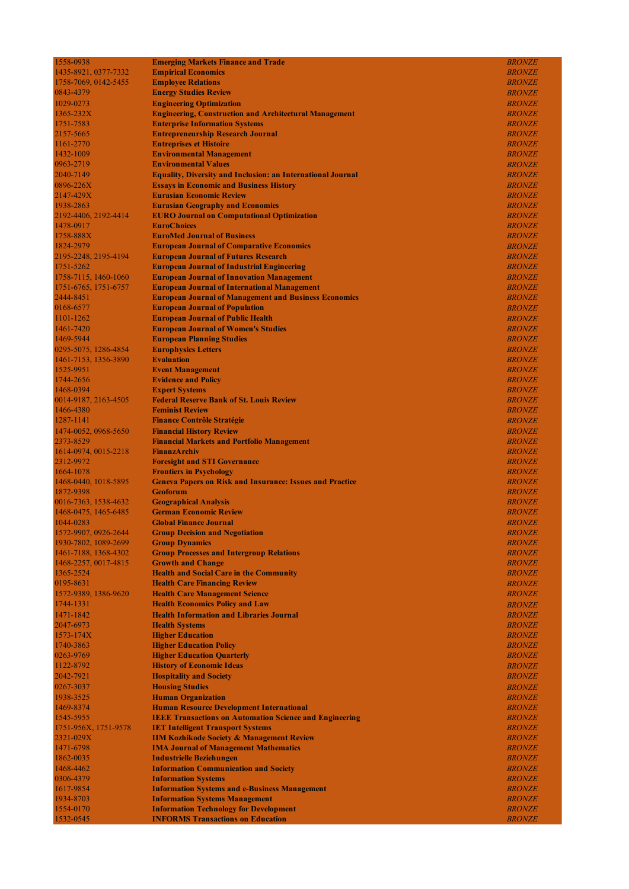| | | |
|---|---|---|
| 1558-0938 | **Emerging Markets Finance and Trade** | *BRONZE* |
| 1435-8921, 0377-7332 | **Empirical Economics** | *BRONZE* |
| 1758-7069, 0142-5455 | **Employee Relations** | *BRONZE* |
| 0843-4379 | **Energy Studies Review** | *BRONZE* |
| 1029-0273 | **Engineering Optimization** | *BRONZE* |
| 1365-232X | **Engineering, Construction and Architectural Management** | *BRONZE* |
| 1751-7583 | **Enterprise Information Systems** | *BRONZE* |
| 2157-5665 | **Entrepreneurship Research Journal** | *BRONZE* |
| 1161-2770 | **Entreprises et Histoire** | *BRONZE* |
| 1432-1009 | **Environmental Management** | *BRONZE* |
| 0963-2719 | **Environmental Values** | *BRONZE* |
| 2040-7149 | **Equality, Diversity and Inclusion: an International Journal** | *BRONZE* |
| 0896-226X | **Essays in Economic and Business History** | *BRONZE* |
| 2147-429X | **Eurasian Economic Review** | *BRONZE* |
| 1938-2863 | **Eurasian Geography and Economics** | *BRONZE* |
| 2192-4406, 2192-4414 | **EURO Journal on Computational Optimization** | *BRONZE* |
| 1478-0917 | **EuroChoices** | *BRONZE* |
| 1758-888X | **EuroMed Journal of Business** | *BRONZE* |
| 1824-2979 | **European Journal of Comparative Economics** | *BRONZE* |
| 2195-2248, 2195-4194 | **European Journal of Futures Research** | *BRONZE* |
| 1751-5262 | **European Journal of Industrial Engineering** | *BRONZE* |
| 1758-7115, 1460-1060 | **European Journal of Innovation Management** | *BRONZE* |
| 1751-6765, 1751-6757 | **European Journal of International Management** | *BRONZE* |
| 2444-8451 | **European Journal of Management and Business Economics** | *BRONZE* |
| 0168-6577 | **European Journal of Population** | *BRONZE* |
| 1101-1262 | **European Journal of Public Health** | *BRONZE* |
| 1461-7420 | **European Journal of Women's Studies** | *BRONZE* |
| 1469-5944 | **European Planning Studies** | *BRONZE* |
| 0295-5075, 1286-4854 | **Europhysics Letters** | *BRONZE* |
| 1461-7153, 1356-3890 | **Evaluation** | *BRONZE* |
| 1525-9951 | **Event Management** | *BRONZE* |
| 1744-2656 | **Evidence and Policy** | *BRONZE* |
| 1468-0394 | **Expert Systems** | *BRONZE* |
| 0014-9187, 2163-4505 | **Federal Reserve Bank of St. Louis Review** | *BRONZE* |
| 1466-4380 | **Feminist Review** | *BRONZE* |
| 1287-1141 | **Finance Contrôle Stratégie** | *BRONZE* |
| 1474-0052, 0968-5650 | **Financial History Review** | *BRONZE* |
| 2373-8529 | **Financial Markets and Portfolio Management** | *BRONZE* |
| 1614-0974, 0015-2218 | **FinanzArchiv** | *BRONZE* |
| 2312-9972 | **Foresight and STI Governance** | *BRONZE* |
| 1664-1078 | **Frontiers in Psychology** | *BRONZE* |
| 1468-0440, 1018-5895 | **Geneva Papers on Risk and Insurance: Issues and Practice** | *BRONZE* |
| 1872-9398 | **Geoforum** | *BRONZE* |
| 0016-7363, 1538-4632 | **Geographical Analysis** | *BRONZE* |
| 1468-0475, 1465-6485 | **German Economic Review** | *BRONZE* |
| 1044-0283 | **Global Finance Journal** | *BRONZE* |
| 1572-9907, 0926-2644 | **Group Decision and Negotiation** | *BRONZE* |
| 1930-7802, 1089-2699 | **Group Dynamics** | *BRONZE* |
| 1461-7188, 1368-4302 | **Group Processes and Intergroup Relations** | *BRONZE* |
| 1468-2257, 0017-4815 | **Growth and Change** | *BRONZE* |
| 1365-2524 | **Health and Social Care in the Community** | *BRONZE* |
| 0195-8631 | **Health Care Financing Review** | *BRONZE* |
| 1572-9389, 1386-9620 | **Health Care Management Science** | *BRONZE* |
| 1744-1331 | **Health Economics Policy and Law** | *BRONZE* |
| 1471-1842 | **Health Information and Libraries Journal** | *BRONZE* |
| 2047-6973 | **Health Systems** | *BRONZE* |
| 1573-174X | **Higher Education** | *BRONZE* |
| 1740-3863 | **Higher Education Policy** | *BRONZE* |
| 0263-9769 | **Higher Education Quarterly** | *BRONZE* |
| 1122-8792 | **History of Economic Ideas** | *BRONZE* |
| 2042-7921 | **Hospitality and Society** | *BRONZE* |
| 0267-3037 | **Housing Studies** | *BRONZE* |
| 1938-3525 | **Human Organization** | *BRONZE* |
| 1469-8374 | **Human Resource Development International** | *BRONZE* |
| 1545-5955 | **IEEE Transactions on Automation Science and Engineering** | *BRONZE* |
| 1751-956X, 1751-9578 | **IET Intelligent Transport Systems** | *BRONZE* |
| 2321-029X | **IIM Kozhikode Society & Management Review** | *BRONZE* |
| 1471-6798 | **IMA Journal of Management Mathematics** | *BRONZE* |
| 1862-0035 | **Industrielle Beziehungen** | *BRONZE* |
| 1468-4462 | **Information Communication and Society** | *BRONZE* |
| 0306-4379 | **Information Systems** | *BRONZE* |
| 1617-9854 | **Information Systems and e-Business Management** | *BRONZE* |
| 1934-8703 | **Information Systems Management** | *BRONZE* |
| 1554-0170 | **Information Technology for Development** | *BRONZE* |
| 1532-0545 | **INFORMS Transactions on Education** | *BRONZE* |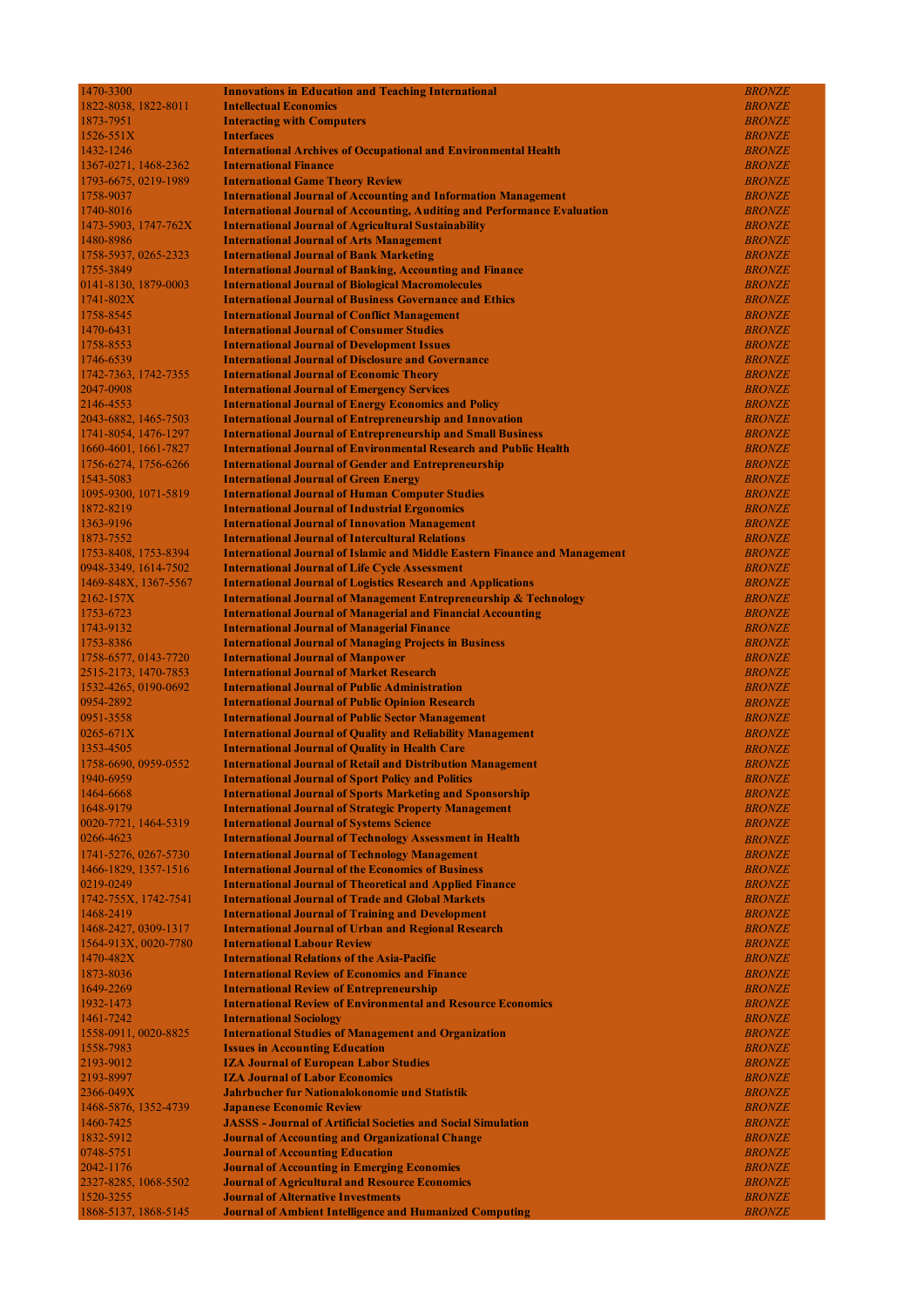| | | |
|---|---|---|
| 1470-3300 | **Innovations in Education and Teaching International** | *BRONZE* |
| 1822-8038, 1822-8011 | **Intellectual Economics** | *BRONZE* |
| 1873-7951 | **Interacting with Computers** | *BRONZE* |
| 1526-551X | **Interfaces** | *BRONZE* |
| 1432-1246 | **International Archives of Occupational and Environmental Health** | *BRONZE* |
| 1367-0271, 1468-2362 | **International Finance** | *BRONZE* |
| 1793-6675, 0219-1989 | **International Game Theory Review** | *BRONZE* |
| 1758-9037 | **International Journal of Accounting and Information Management** | *BRONZE* |
| 1740-8016 | **International Journal of Accounting, Auditing and Performance Evaluation** | *BRONZE* |
| 1473-5903, 1747-762X | **International Journal of Agricultural Sustainability** | *BRONZE* |
| 1480-8986 | **International Journal of Arts Management** | *BRONZE* |
| 1758-5937, 0265-2323 | **International Journal of Bank Marketing** | *BRONZE* |
| 1755-3849 | **International Journal of Banking, Accounting and Finance** | *BRONZE* |
| 0141-8130, 1879-0003 | **International Journal of Biological Macromolecules** | *BRONZE* |
| 1741-802X | **International Journal of Business Governance and Ethics** | *BRONZE* |
| 1758-8545 | **International Journal of Conflict Management** | *BRONZE* |
| 1470-6431 | **International Journal of Consumer Studies** | *BRONZE* |
| 1758-8553 | **International Journal of Development Issues** | *BRONZE* |
| 1746-6539 | **International Journal of Disclosure and Governance** | *BRONZE* |
| 1742-7363, 1742-7355 | **International Journal of Economic Theory** | *BRONZE* |
| 2047-0908 | **International Journal of Emergency Services** | *BRONZE* |
| 2146-4553 | **International Journal of Energy Economics and Policy** | *BRONZE* |
| 2043-6882, 1465-7503 | **International Journal of Entrepreneurship and Innovation** | *BRONZE* |
| 1741-8054, 1476-1297 | **International Journal of Entrepreneurship and Small Business** | *BRONZE* |
| 1660-4601, 1661-7827 | **International Journal of Environmental Research and Public Health** | *BRONZE* |
| 1756-6274, 1756-6266 | **International Journal of Gender and Entrepreneurship** | *BRONZE* |
| 1543-5083 | **International Journal of Green Energy** | *BRONZE* |
| 1095-9300, 1071-5819 | **International Journal of Human Computer Studies** | *BRONZE* |
| 1872-8219 | **International Journal of Industrial Ergonomics** | *BRONZE* |
| 1363-9196 | **International Journal of Innovation Management** | *BRONZE* |
| 1873-7552 | **International Journal of Intercultural Relations** | *BRONZE* |
| 1753-8408, 1753-8394 | **International Journal of Islamic and Middle Eastern Finance and Management** | *BRONZE* |
| 0948-3349, 1614-7502 | **International Journal of Life Cycle Assessment** | *BRONZE* |
| 1469-848X, 1367-5567 | **International Journal of Logistics Research and Applications** | *BRONZE* |
| 2162-157X | **International Journal of Management Entrepreneurship & Technology** | *BRONZE* |
| 1753-6723 | **International Journal of Managerial and Financial Accounting** | *BRONZE* |
| 1743-9132 | **International Journal of Managerial Finance** | *BRONZE* |
| 1753-8386 | **International Journal of Managing Projects in Business** | *BRONZE* |
| 1758-6577, 0143-7720 | **International Journal of Manpower** | *BRONZE* |
| 2515-2173, 1470-7853 | **International Journal of Market Research** | *BRONZE* |
| 1532-4265, 0190-0692 | **International Journal of Public Administration** | *BRONZE* |
| 0954-2892 | **International Journal of Public Opinion Research** | *BRONZE* |
| 0951-3558 | **International Journal of Public Sector Management** | *BRONZE* |
| 0265-671X | **International Journal of Quality and Reliability Management** | *BRONZE* |
| 1353-4505 | **International Journal of Quality in Health Care** | *BRONZE* |
| 1758-6690, 0959-0552 | **International Journal of Retail and Distribution Management** | *BRONZE* |
| 1940-6959 | **International Journal of Sport Policy and Politics** | *BRONZE* |
| 1464-6668 | **International Journal of Sports Marketing and Sponsorship** | *BRONZE* |
| 1648-9179 | **International Journal of Strategic Property Management** | *BRONZE* |
| 0020-7721, 1464-5319 | **International Journal of Systems Science** | *BRONZE* |
| 0266-4623 | **International Journal of Technology Assessment in Health** | *BRONZE* |
| 1741-5276, 0267-5730 | **International Journal of Technology Management** | *BRONZE* |
| 1466-1829, 1357-1516 | **International Journal of the Economics of Business** | *BRONZE* |
| 0219-0249 | **International Journal of Theoretical and Applied Finance** | *BRONZE* |
| 1742-755X, 1742-7541 | **International Journal of Trade and Global Markets** | *BRONZE* |
| 1468-2419 | **International Journal of Training and Development** | *BRONZE* |
| 1468-2427, 0309-1317 | **International Journal of Urban and Regional Research** | *BRONZE* |
| 1564-913X, 0020-7780 | **International Labour Review** | *BRONZE* |
| 1470-482X | **International Relations of the Asia-Pacific** | *BRONZE* |
| 1873-8036 | **International Review of Economics and Finance** | *BRONZE* |
| 1649-2269 | **International Review of Entrepreneurship** | *BRONZE* |
| 1932-1473 | **International Review of Environmental and Resource Economics** | *BRONZE* |
| 1461-7242 | **International Sociology** | *BRONZE* |
| 1558-0911, 0020-8825 | **International Studies of Management and Organization** | *BRONZE* |
| 1558-7983 | **Issues in Accounting Education** | *BRONZE* |
| 2193-9012 | **IZA Journal of European Labor Studies** | *BRONZE* |
| 2193-8997 | **IZA Journal of Labor Economics** | *BRONZE* |
| 2366-049X | **Jahrbucher fur Nationalokonomie und Statistik** | *BRONZE* |
| 1468-5876, 1352-4739 | **Japanese Economic Review** | *BRONZE* |
| 1460-7425 | **JASSS - Journal of Artificial Societies and Social Simulation** | *BRONZE* |
| 1832-5912 | **Journal of Accounting and Organizational Change** | *BRONZE* |
| 0748-5751 | **Journal of Accounting Education** | *BRONZE* |
| 2042-1176 | **Journal of Accounting in Emerging Economies** | *BRONZE* |
| 2327-8285, 1068-5502 | **Journal of Agricultural and Resource Economics** | *BRONZE* |
| 1520-3255 | **Journal of Alternative Investments** | *BRONZE* |
| 1868-5137, 1868-5145 | **Journal of Ambient Intelligence and Humanized Computing** | *BRONZE* |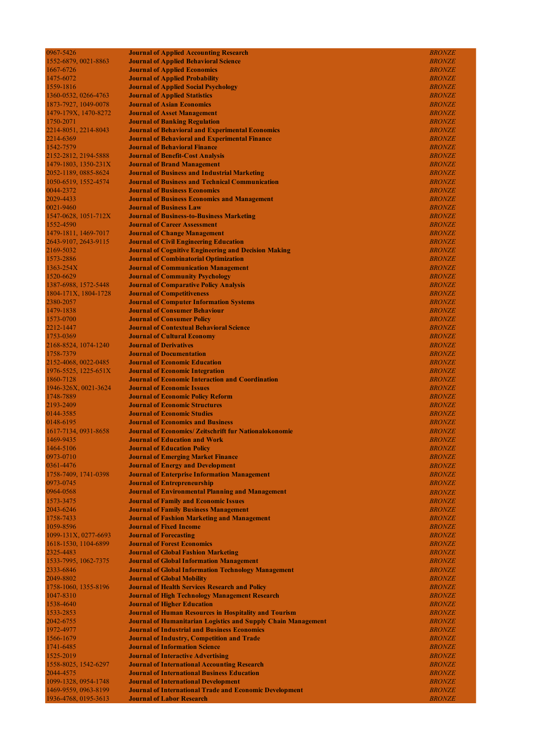| | | |
|---|---|---|
| 0967-5426 | **Journal of Applied Accounting Research** | *BRONZE* |
| 1552-6879, 0021-8863 | **Journal of Applied Behavioral Science** | *BRONZE* |
| 1667-6726 | **Journal of Applied Economics** | *BRONZE* |
| 1475-6072 | **Journal of Applied Probability** | *BRONZE* |
| 1559-1816 | **Journal of Applied Social Psychology** | *BRONZE* |
| 1360-0532, 0266-4763 | **Journal of Applied Statistics** | *BRONZE* |
| 1873-7927, 1049-0078 | **Journal of Asian Economics** | *BRONZE* |
| 1479-179X, 1470-8272 | **Journal of Asset Management** | *BRONZE* |
| 1750-2071 | **Journal of Banking Regulation** | *BRONZE* |
| 2214-8051, 2214-8043 | **Journal of Behavioral and Experimental Economics** | *BRONZE* |
| 2214-6369 | **Journal of Behavioral and Experimental Finance** | *BRONZE* |
| 1542-7579 | **Journal of Behavioral Finance** | *BRONZE* |
| 2152-2812, 2194-5888 | **Journal of Benefit-Cost Analysis** | *BRONZE* |
| 1479-1803, 1350-231X | **Journal of Brand Management** | *BRONZE* |
| 2052-1189, 0885-8624 | **Journal of Business and Industrial Marketing** | *BRONZE* |
| 1050-6519, 1552-4574 | **Journal of Business and Technical Communication** | *BRONZE* |
| 0044-2372 | **Journal of Business Economics** | *BRONZE* |
| 2029-4433 | **Journal of Business Economics and Management** | *BRONZE* |
| 0021-9460 | **Journal of Business Law** | *BRONZE* |
| 1547-0628, 1051-712X | **Journal of Business-to-Business Marketing** | *BRONZE* |
| 1552-4590 | **Journal of Career Assessment** | *BRONZE* |
| 1479-1811, 1469-7017 | **Journal of Change Management** | *BRONZE* |
| 2643-9107, 2643-9115 | **Journal of Civil Engineering Education** | *BRONZE* |
| 2169-5032 | **Journal of Cognitive Engineering and Decision Making** | *BRONZE* |
| 1573-2886 | **Journal of Combinatorial Optimization** | *BRONZE* |
| 1363-254X | **Journal of Communication Management** | *BRONZE* |
| 1520-6629 | **Journal of Community Psychology** | *BRONZE* |
| 1387-6988, 1572-5448 | **Journal of Comparative Policy Analysis** | *BRONZE* |
| 1804-171X, 1804-1728 | **Journal of Competitiveness** | *BRONZE* |
| 2380-2057 | **Journal of Computer Information Systems** | *BRONZE* |
| 1479-1838 | **Journal of Consumer Behaviour** | *BRONZE* |
| 1573-0700 | **Journal of Consumer Policy** | *BRONZE* |
| 2212-1447 | **Journal of Contextual Behavioral Science** | *BRONZE* |
| 1753-0369 | **Journal of Cultural Economy** | *BRONZE* |
| 2168-8524, 1074-1240 | **Journal of Derivatives** | *BRONZE* |
| 1758-7379 | **Journal of Documentation** | *BRONZE* |
| 2152-4068, 0022-0485 | **Journal of Economic Education** | *BRONZE* |
| 1976-5525, 1225-651X | **Journal of Economic Integration** | *BRONZE* |
| 1860-7128 | **Journal of Economic Interaction and Coordination** | *BRONZE* |
| 1946-326X, 0021-3624 | **Journal of Economic Issues** | *BRONZE* |
| 1748-7889 | **Journal of Economic Policy Reform** | *BRONZE* |
| 2193-2409 | **Journal of Economic Structures** | *BRONZE* |
| 0144-3585 | **Journal of Economic Studies** | *BRONZE* |
| 0148-6195 | **Journal of Economics and Business** | *BRONZE* |
| 1617-7134, 0931-8658 | **Journal of Economics/ Zeitschrift fur Nationalokonomie** | *BRONZE* |
| 1469-9435 | **Journal of Education and Work** | *BRONZE* |
| 1464-5106 | **Journal of Education Policy** | *BRONZE* |
| 0973-0710 | **Journal of Emerging Market Finance** | *BRONZE* |
| 0361-4476 | **Journal of Energy and Development** | *BRONZE* |
| 1758-7409, 1741-0398 | **Journal of Enterprise Information Management** | *BRONZE* |
| 0973-0745 | **Journal of Entrepreneurship** | *BRONZE* |
| 0964-0568 | **Journal of Environmental Planning and Management** | *BRONZE* |
| 1573-3475 | **Journal of Family and Economic Issues** | *BRONZE* |
| 2043-6246 | **Journal of Family Business Management** | *BRONZE* |
| 1758-7433 | **Journal of Fashion Marketing and Management** | *BRONZE* |
| 1059-8596 | **Journal of Fixed Income** | *BRONZE* |
| 1099-131X, 0277-6693 | **Journal of Forecasting** | *BRONZE* |
| 1618-1530, 1104-6899 | **Journal of Forest Economics** | *BRONZE* |
| 2325-4483 | **Journal of Global Fashion Marketing** | *BRONZE* |
| 1533-7995, 1062-7375 | **Journal of Global Information Management** | *BRONZE* |
| 2333-6846 | **Journal of Global Information Technology Management** | *BRONZE* |
| 2049-8802 | **Journal of Global Mobility** | *BRONZE* |
| 1758-1060, 1355-8196 | **Journal of Health Services Research and Policy** | *BRONZE* |
| 1047-8310 | **Journal of High Technology Management Research** | *BRONZE* |
| 1538-4640 | **Journal of Higher Education** | *BRONZE* |
| 1533-2853 | **Journal of Human Resources in Hospitality and Tourism** | *BRONZE* |
| 2042-6755 | **Journal of Humanitarian Logistics and Supply Chain Management** | *BRONZE* |
| 1972-4977 | **Journal of Industrial and Business Economics** | *BRONZE* |
| 1566-1679 | **Journal of Industry, Competition and Trade** | *BRONZE* |
| 1741-6485 | **Journal of Information Science** | *BRONZE* |
| 1525-2019 | **Journal of Interactive Advertising** | *BRONZE* |
| 1558-8025, 1542-6297 | **Journal of International Accounting Research** | *BRONZE* |
| 2044-4575 | **Journal of International Business Education** | *BRONZE* |
| 1099-1328, 0954-1748 | **Journal of International Development** | *BRONZE* |
| 1469-9559, 0963-8199 | **Journal of International Trade and Economic Development** | *BRONZE* |
| 1936-4768, 0195-3613 | **Journal of Labor Research** | *BRONZE* |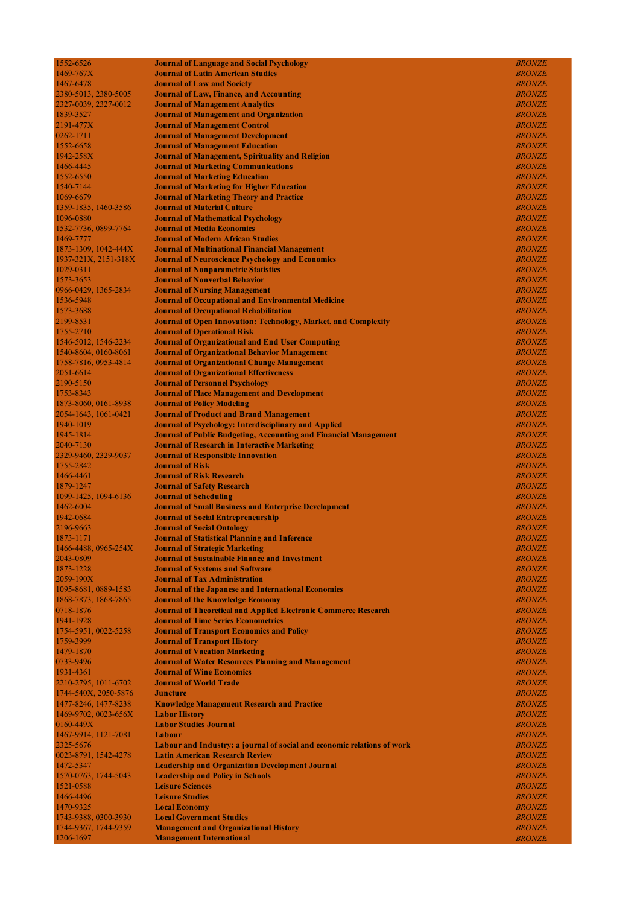| | | |
|---|---|---|
| 1552-6526 | **Journal of Language and Social Psychology** | *BRONZE* |
| 1469-767X | **Journal of Latin American Studies** | *BRONZE* |
| 1467-6478 | **Journal of Law and Society** | *BRONZE* |
| 2380-5013, 2380-5005 | **Journal of Law, Finance, and Accounting** | *BRONZE* |
| 2327-0039, 2327-0012 | **Journal of Management Analytics** | *BRONZE* |
| 1839-3527 | **Journal of Management and Organization** | *BRONZE* |
| 2191-477X | **Journal of Management Control** | *BRONZE* |
| 0262-1711 | **Journal of Management Development** | *BRONZE* |
| 1552-6658 | **Journal of Management Education** | *BRONZE* |
| 1942-258X | **Journal of Management, Spirituality and Religion** | *BRONZE* |
| 1466-4445 | **Journal of Marketing Communications** | *BRONZE* |
| 1552-6550 | **Journal of Marketing Education** | *BRONZE* |
| 1540-7144 | **Journal of Marketing for Higher Education** | *BRONZE* |
| 1069-6679 | **Journal of Marketing Theory and Practice** | *BRONZE* |
| 1359-1835, 1460-3586 | **Journal of Material Culture** | *BRONZE* |
| 1096-0880 | **Journal of Mathematical Psychology** | *BRONZE* |
| 1532-7736, 0899-7764 | **Journal of Media Economics** | *BRONZE* |
| 1469-7777 | **Journal of Modern African Studies** | *BRONZE* |
| 1873-1309, 1042-444X | **Journal of Multinational Financial Management** | *BRONZE* |
| 1937-321X, 2151-318X | **Journal of Neuroscience Psychology and Economics** | *BRONZE* |
| 1029-0311 | **Journal of Nonparametric Statistics** | *BRONZE* |
| 1573-3653 | **Journal of Nonverbal Behavior** | *BRONZE* |
| 0966-0429, 1365-2834 | **Journal of Nursing Management** | *BRONZE* |
| 1536-5948 | **Journal of Occupational and Environmental Medicine** | *BRONZE* |
| 1573-3688 | **Journal of Occupational Rehabilitation** | *BRONZE* |
| 2199-8531 | **Journal of Open Innovation: Technology, Market, and Complexity** | *BRONZE* |
| 1755-2710 | **Journal of Operational Risk** | *BRONZE* |
| 1546-5012, 1546-2234 | **Journal of Organizational and End User Computing** | *BRONZE* |
| 1540-8604, 0160-8061 | **Journal of Organizational Behavior Management** | *BRONZE* |
| 1758-7816, 0953-4814 | **Journal of Organizational Change Management** | *BRONZE* |
| 2051-6614 | **Journal of Organizational Effectiveness** | *BRONZE* |
| 2190-5150 | **Journal of Personnel Psychology** | *BRONZE* |
| 1753-8343 | **Journal of Place Management and Development** | *BRONZE* |
| 1873-8060, 0161-8938 | **Journal of Policy Modeling** | *BRONZE* |
| 2054-1643, 1061-0421 | **Journal of Product and Brand Management** | *BRONZE* |
| 1940-1019 | **Journal of Psychology: Interdisciplinary and Applied** | *BRONZE* |
| 1945-1814 | **Journal of Public Budgeting, Accounting and Financial Management** | *BRONZE* |
| 2040-7130 | **Journal of Research in Interactive Marketing** | *BRONZE* |
| 2329-9460, 2329-9037 | **Journal of Responsible Innovation** | *BRONZE* |
| 1755-2842 | **Journal of Risk** | *BRONZE* |
| 1466-4461 | **Journal of Risk Research** | *BRONZE* |
| 1879-1247 | **Journal of Safety Research** | *BRONZE* |
| 1099-1425, 1094-6136 | **Journal of Scheduling** | *BRONZE* |
| 1462-6004 | **Journal of Small Business and Enterprise Development** | *BRONZE* |
| 1942-0684 | **Journal of Social Entrepreneurship** | *BRONZE* |
| 2196-9663 | **Journal of Social Ontology** | *BRONZE* |
| 1873-1171 | **Journal of Statistical Planning and Inference** | *BRONZE* |
| 1466-4488, 0965-254X | **Journal of Strategic Marketing** | *BRONZE* |
| 2043-0809 | **Journal of Sustainable Finance and Investment** | *BRONZE* |
| 1873-1228 | **Journal of Systems and Software** | *BRONZE* |
| 2059-190X | **Journal of Tax Administration** | *BRONZE* |
| 1095-8681, 0889-1583 | **Journal of the Japanese and International Economies** | *BRONZE* |
| 1868-7873, 1868-7865 | **Journal of the Knowledge Economy** | *BRONZE* |
| 0718-1876 | **Journal of Theoretical and Applied Electronic Commerce Research** | *BRONZE* |
| 1941-1928 | **Journal of Time Series Econometrics** | *BRONZE* |
| 1754-5951, 0022-5258 | **Journal of Transport Economics and Policy** | *BRONZE* |
| 1759-3999 | **Journal of Transport History** | *BRONZE* |
| 1479-1870 | **Journal of Vacation Marketing** | *BRONZE* |
| 0733-9496 | **Journal of Water Resources Planning and Management** | *BRONZE* |
| 1931-4361 | **Journal of Wine Economics** | *BRONZE* |
| 2210-2795, 1011-6702 | **Journal of World Trade** | *BRONZE* |
| 1744-540X, 2050-5876 | **Juncture** | *BRONZE* |
| 1477-8246, 1477-8238 | **Knowledge Management Research and Practice** | *BRONZE* |
| 1469-9702, 0023-656X | **Labor History** | *BRONZE* |
| 0160-449X | **Labor Studies Journal** | *BRONZE* |
| 1467-9914, 1121-7081 | **Labour** | *BRONZE* |
| 2325-5676 | **Labour and Industry: a journal of social and economic relations of work** | *BRONZE* |
| 0023-8791, 1542-4278 | **Latin American Research Review** | *BRONZE* |
| 1472-5347 | **Leadership and Organization Development Journal** | *BRONZE* |
| 1570-0763, 1744-5043 | **Leadership and Policy in Schools** | *BRONZE* |
| 1521-0588 | **Leisure Sciences** | *BRONZE* |
| 1466-4496 | **Leisure Studies** | *BRONZE* |
| 1470-9325 | **Local Economy** | *BRONZE* |
| 1743-9388, 0300-3930 | **Local Government Studies** | *BRONZE* |
| 1744-9367, 1744-9359 | **Management and Organizational History** | *BRONZE* |
| 1206-1697 | **Management International** | *BRONZE* |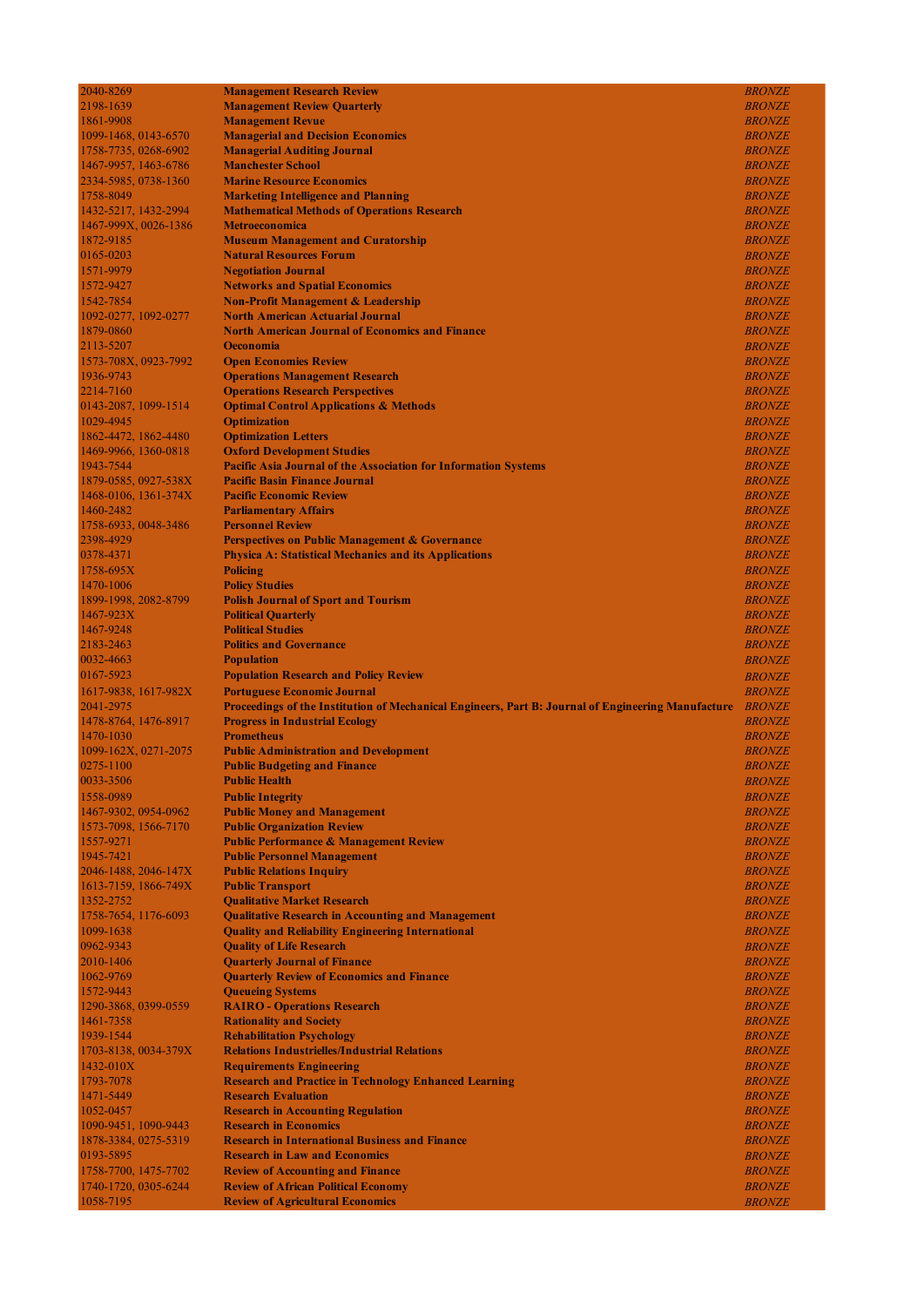| | | |
|---|---|---|
| 2040-8269 | **Management Research Review** | *BRONZE* |
| 2198-1639 | **Management Review Quarterly** | *BRONZE* |
| 1861-9908 | **Management Revue** | *BRONZE* |
| 1099-1468, 0143-6570 | **Managerial and Decision Economics** | *BRONZE* |
| 1758-7735, 0268-6902 | **Managerial Auditing Journal** | *BRONZE* |
| 1467-9957, 1463-6786 | **Manchester School** | *BRONZE* |
| 2334-5985, 0738-1360 | **Marine Resource Economics** | *BRONZE* |
| 1758-8049 | **Marketing Intelligence and Planning** | *BRONZE* |
| 1432-5217, 1432-2994 | **Mathematical Methods of Operations Research** | *BRONZE* |
| 1467-999X, 0026-1386 | **Metroeconomica** | *BRONZE* |
| 1872-9185 | **Museum Management and Curatorship** | *BRONZE* |
| 0165-0203 | **Natural Resources Forum** | *BRONZE* |
| 1571-9979 | **Negotiation Journal** | *BRONZE* |
| 1572-9427 | **Networks and Spatial Economics** | *BRONZE* |
| 1542-7854 | **Non-Profit Management & Leadership** | *BRONZE* |
| 1092-0277, 1092-0277 | **North American Actuarial Journal** | *BRONZE* |
| 1879-0860 | **North American Journal of Economics and Finance** | *BRONZE* |
| 2113-5207 | **Oeconomia** | *BRONZE* |
| 1573-708X, 0923-7992 | **Open Economies Review** | *BRONZE* |
| 1936-9743 | **Operations Management Research** | *BRONZE* |
| 2214-7160 | **Operations Research Perspectives** | *BRONZE* |
| 0143-2087, 1099-1514 | **Optimal Control Applications & Methods** | *BRONZE* |
| 1029-4945 | **Optimization** | *BRONZE* |
| 1862-4472, 1862-4480 | **Optimization Letters** | *BRONZE* |
| 1469-9966, 1360-0818 | **Oxford Development Studies** | *BRONZE* |
| 1943-7544 | **Pacific Asia Journal of the Association for Information Systems** | *BRONZE* |
| 1879-0585, 0927-538X | **Pacific Basin Finance Journal** | *BRONZE* |
| 1468-0106, 1361-374X | **Pacific Economic Review** | *BRONZE* |
| 1460-2482 | **Parliamentary Affairs** | *BRONZE* |
| 1758-6933, 0048-3486 | **Personnel Review** | *BRONZE* |
| 2398-4929 | **Perspectives on Public Management & Governance** | *BRONZE* |
| 0378-4371 | **Physica A: Statistical Mechanics and its Applications** | *BRONZE* |
| 1758-695X | **Policing** | *BRONZE* |
| 1470-1006 | **Policy Studies** | *BRONZE* |
| 1899-1998, 2082-8799 | **Polish Journal of Sport and Tourism** | *BRONZE* |
| 1467-923X | **Political Quarterly** | *BRONZE* |
| 1467-9248 | **Political Studies** | *BRONZE* |
| 2183-2463 | **Politics and Governance** | *BRONZE* |
| 0032-4663 | **Population** | *BRONZE* |
| 0167-5923 | **Population Research and Policy Review** | *BRONZE* |
| 1617-9838, 1617-982X | **Portuguese Economic Journal** | *BRONZE* |
| 2041-2975 | **Proceedings of the Institution of Mechanical Engineers, Part B: Journal of Engineering Manufacture** | *BRONZE* |
| 1478-8764, 1476-8917 | **Progress in Industrial Ecology** | *BRONZE* |
| 1470-1030 | **Prometheus** | *BRONZE* |
| 1099-162X, 0271-2075 | **Public Administration and Development** | *BRONZE* |
| 0275-1100 | **Public Budgeting and Finance** | *BRONZE* |
| 0033-3506 | **Public Health** | *BRONZE* |
| 1558-0989 | **Public Integrity** | *BRONZE* |
| 1467-9302, 0954-0962 | **Public Money and Management** | *BRONZE* |
| 1573-7098, 1566-7170 | **Public Organization Review** | *BRONZE* |
| 1557-9271 | **Public Performance & Management Review** | *BRONZE* |
| 1945-7421 | **Public Personnel Management** | *BRONZE* |
| 2046-1488, 2046-147X | **Public Relations Inquiry** | *BRONZE* |
| 1613-7159, 1866-749X | **Public Transport** | *BRONZE* |
| 1352-2752 | **Qualitative Market Research** | *BRONZE* |
| 1758-7654, 1176-6093 | **Qualitative Research in Accounting and Management** | *BRONZE* |
| 1099-1638 | **Quality and Reliability Engineering International** | *BRONZE* |
| 0962-9343 | **Quality of Life Research** | *BRONZE* |
| 2010-1406 | **Quarterly Journal of Finance** | *BRONZE* |
| 1062-9769 | **Quarterly Review of Economics and Finance** | *BRONZE* |
| 1572-9443 | **Queueing Systems** | *BRONZE* |
| 1290-3868, 0399-0559 | **RAIRO - Operations Research** | *BRONZE* |
| 1461-7358 | **Rationality and Society** | *BRONZE* |
| 1939-1544 | **Rehabilitation Psychology** | *BRONZE* |
| 1703-8138, 0034-379X | **Relations Industrielles/Industrial Relations** | *BRONZE* |
| 1432-010X | **Requirements Engineering** | *BRONZE* |
| 1793-7078 | **Research and Practice in Technology Enhanced Learning** | *BRONZE* |
| 1471-5449 | **Research Evaluation** | *BRONZE* |
| 1052-0457 | **Research in Accounting Regulation** | *BRONZE* |
| 1090-9451, 1090-9443 | **Research in Economics** | *BRONZE* |
| 1878-3384, 0275-5319 | **Research in International Business and Finance** | *BRONZE* |
| 0193-5895 | **Research in Law and Economics** | *BRONZE* |
| 1758-7700, 1475-7702 | **Review of Accounting and Finance** | *BRONZE* |
| 1740-1720, 0305-6244 | **Review of African Political Economy** | *BRONZE* |
| 1058-7195 | **Review of Agricultural Economics** | *BRONZE* |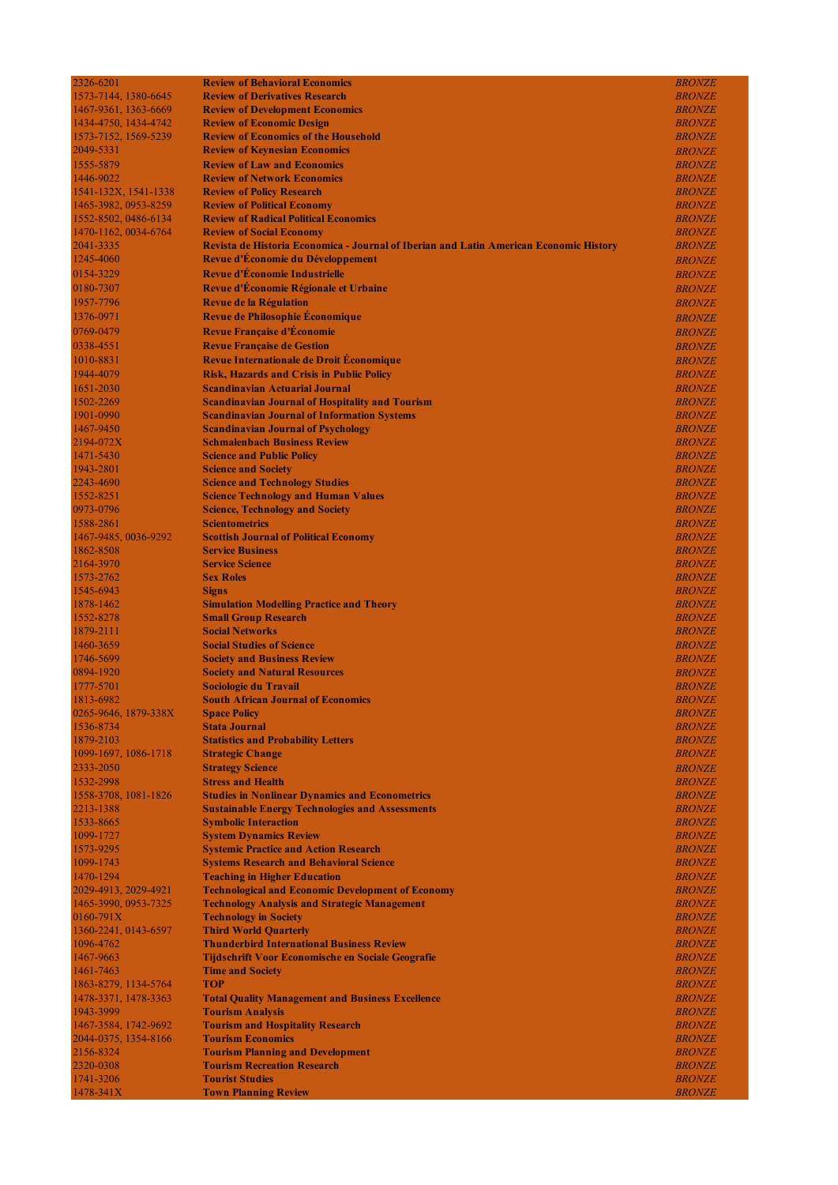| | | |
|---|---|---|
| 2326-6201 | **Review of Behavioral Economics** | *BRONZE* |
| 1573-7144, 1380-6645 | **Review of Derivatives Research** | *BRONZE* |
| 1467-9361, 1363-6669 | **Review of Development Economics** | *BRONZE* |
| 1434-4750, 1434-4742 | **Review of Economic Design** | *BRONZE* |
| 1573-7152, 1569-5239 | **Review of Economics of the Household** | *BRONZE* |
| 2049-5331 | **Review of Keynesian Economics** | *BRONZE* |
| 1555-5879 | **Review of Law and Economics** | *BRONZE* |
| 1446-9022 | **Review of Network Economics** | *BRONZE* |
| 1541-132X, 1541-1338 | **Review of Policy Research** | *BRONZE* |
| 1465-3982, 0953-8259 | **Review of Political Economy** | *BRONZE* |
| 1552-8502, 0486-6134 | **Review of Radical Political Economics** | *BRONZE* |
| 1470-1162, 0034-6764 | **Review of Social Economy** | *BRONZE* |
| 2041-3335 | **Revista de Historia Economica - Journal of Iberian and Latin American Economic History** | *BRONZE* |
| 1245-4060 | **Revue d'Économie du Développement** | *BRONZE* |
| 0154-3229 | **Revue d'Économie Industrielle** | *BRONZE* |
| 0180-7307 | **Revue d'Économie Régionale et Urbaine** | *BRONZE* |
| 1957-7796 | **Revue de la Régulation** | *BRONZE* |
| 1376-0971 | **Revue de Philosophie Économique** | *BRONZE* |
| 0769-0479 | **Revue Française d'Économie** | *BRONZE* |
| 0338-4551 | **Revue Française de Gestion** | *BRONZE* |
| 1010-8831 | **Revue Internationale de Droit Économique** | *BRONZE* |
| 1944-4079 | **Risk, Hazards and Crisis in Public Policy** | *BRONZE* |
| 1651-2030 | **Scandinavian Actuarial Journal** | *BRONZE* |
| 1502-2269 | **Scandinavian Journal of Hospitality and Tourism** | *BRONZE* |
| 1901-0990 | **Scandinavian Journal of Information Systems** | *BRONZE* |
| 1467-9450 | **Scandinavian Journal of Psychology** | *BRONZE* |
| 2194-072X | **Schmalenbach Business Review** | *BRONZE* |
| 1471-5430 | **Science and Public Policy** | *BRONZE* |
| 1943-2801 | **Science and Society** | *BRONZE* |
| 2243-4690 | **Science and Technology Studies** | *BRONZE* |
| 1552-8251 | **Science Technology and Human Values** | *BRONZE* |
| 0973-0796 | **Science, Technology and Society** | *BRONZE* |
| 1588-2861 | **Scientometrics** | *BRONZE* |
| 1467-9485, 0036-9292 | **Scottish Journal of Political Economy** | *BRONZE* |
| 1862-8508 | **Service Business** | *BRONZE* |
| 2164-3970 | **Service Science** | *BRONZE* |
| 1573-2762 | **Sex Roles** | *BRONZE* |
| 1545-6943 | **Signs** | *BRONZE* |
| 1878-1462 | **Simulation Modelling Practice and Theory** | *BRONZE* |
| 1552-8278 | **Small Group Research** | *BRONZE* |
| 1879-2111 | **Social Networks** | *BRONZE* |
| 1460-3659 | **Social Studies of Science** | *BRONZE* |
| 1746-5699 | **Society and Business Review** | *BRONZE* |
| 0894-1920 | **Society and Natural Resources** | *BRONZE* |
| 1777-5701 | **Sociologie du Travail** | *BRONZE* |
| 1813-6982 | **South African Journal of Economics** | *BRONZE* |
| 0265-9646, 1879-338X | **Space Policy** | *BRONZE* |
| 1536-8734 | **Stata Journal** | *BRONZE* |
| 1879-2103 | **Statistics and Probability Letters** | *BRONZE* |
| 1099-1697, 1086-1718 | **Strategic Change** | *BRONZE* |
| 2333-2050 | **Strategy Science** | *BRONZE* |
| 1532-2998 | **Stress and Health** | *BRONZE* |
| 1558-3708, 1081-1826 | **Studies in Nonlinear Dynamics and Econometrics** | *BRONZE* |
| 2213-1388 | **Sustainable Energy Technologies and Assessments** | *BRONZE* |
| 1533-8665 | **Symbolic Interaction** | *BRONZE* |
| 1099-1727 | **System Dynamics Review** | *BRONZE* |
| 1573-9295 | **Systemic Practice and Action Research** | *BRONZE* |
| 1099-1743 | **Systems Research and Behavioral Science** | *BRONZE* |
| 1470-1294 | **Teaching in Higher Education** | *BRONZE* |
| 2029-4913, 2029-4921 | **Technological and Economic Development of Economy** | *BRONZE* |
| 1465-3990, 0953-7325 | **Technology Analysis and Strategic Management** | *BRONZE* |
| 0160-791X | **Technology in Society** | *BRONZE* |
| 1360-2241, 0143-6597 | **Third World Quarterly** | *BRONZE* |
| 1096-4762 | **Thunderbird International Business Review** | *BRONZE* |
| 1467-9663 | **Tijdschrift Voor Economische en Sociale Geografie** | *BRONZE* |
| 1461-7463 | **Time and Society** | *BRONZE* |
| 1863-8279, 1134-5764 | **TOP** | *BRONZE* |
| 1478-3371, 1478-3363 | **Total Quality Management and Business Excellence** | *BRONZE* |
| 1943-3999 | **Tourism Analysis** | *BRONZE* |
| 1467-3584, 1742-9692 | **Tourism and Hospitality Research** | *BRONZE* |
| 2044-0375, 1354-8166 | **Tourism Economics** | *BRONZE* |
| 2156-8324 | **Tourism Planning and Development** | *BRONZE* |
| 2320-0308 | **Tourism Recreation Research** | *BRONZE* |
| 1741-3206 | **Tourist Studies** | *BRONZE* |
| 1478-341X | **Town Planning Review** | *BRONZE* |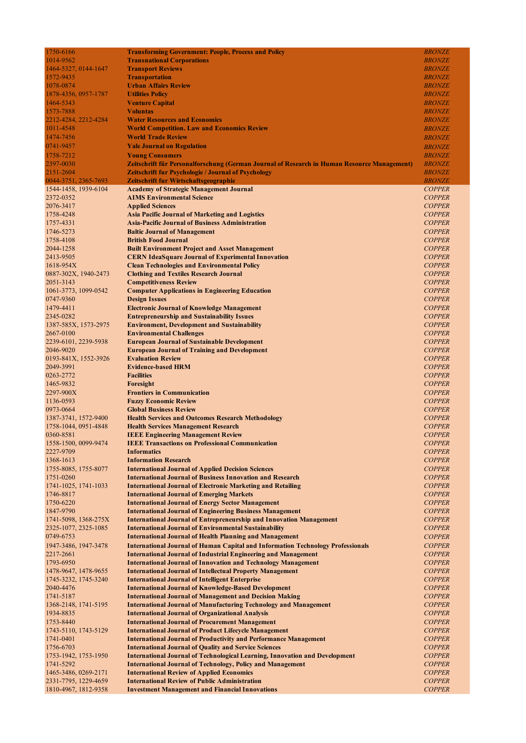| | | |
|---|---|---|
| 1750-6166 | **Transforming Government: People, Process and Policy** | *BRONZE* |
| 1014-9562 | **Transnational Corporations** | *BRONZE* |
| 1464-5327, 0144-1647 | **Transport Reviews** | *BRONZE* |
| 1572-9435 | **Transportation** | *BRONZE* |
| 1078-0874 | **Urban Affairs Review** | *BRONZE* |
| 1878-4356, 0957-1787 | **Utilities Policy** | *BRONZE* |
| 1464-5343 | **Venture Capital** | *BRONZE* |
| 1573-7888 | **Voluntas** | *BRONZE* |
| 2212-4284, 2212-4284 | **Water Resources and Economics** | *BRONZE* |
| 1011-4548 | **World Competition. Law and Economics Review** | *BRONZE* |
| 1474-7456 | **World Trade Review** | *BRONZE* |
| 0741-9457 | **Yale Journal on Regulation** | *BRONZE* |
| 1758-7212 | **Young Consumers** | *BRONZE* |
| 2397-0030 | **Zeitschrift für Personalforschung (German Journal of Research in Human Resource Management)** | *BRONZE* |
| 2151-2604 | **Zeitschrift fur Psychologie / Journal of Psychology** | *BRONZE* |
| 0044-3751, 2365-7693 | **Zeitschrift fur Wirtschaftsgeographie** | *BRONZE* |
| 1544-1458, 1939-6104 | **Academy of Strategic Management Journal** | *COPPER* |
| 2372-0352 | **AIMS Environmental Science** | *COPPER* |
| 2076-3417 | **Applied Sciences** | *COPPER* |
| 1758-4248 | **Asia Pacific Journal of Marketing and Logistics** | *COPPER* |
| 1757-4331 | **Asia-Pacific Journal of Business Administration** | *COPPER* |
| 1746-5273 | **Baltic Journal of Management** | *COPPER* |
| 1758-4108 | **British Food Journal** | *COPPER* |
| 2044-1258 | **Built Environment Project and Asset Management** | *COPPER* |
| 2413-9505 | **CERN IdeaSquare Journal of Experimental Innovation** | *COPPER* |
| 1618-954X | **Clean Technologies and Environmental Policy** | *COPPER* |
| 0887-302X, 1940-2473 | **Clothing and Textiles Research Journal** | *COPPER* |
| 2051-3143 | **Competitiveness Review** | *COPPER* |
| 1061-3773, 1099-0542 | **Computer Applications in Engineering Education** | *COPPER* |
| 0747-9360 | **Design Issues** | *COPPER* |
| 1479-4411 | **Electronic Journal of Knowledge Management** | *COPPER* |
| 2345-0282 | **Entrepreneurship and Sustainability Issues** | *COPPER* |
| 1387-585X, 1573-2975 | **Environment, Development and Sustainability** | *COPPER* |
| 2667-0100 | **Environmental Challenges** | *COPPER* |
| 2239-6101, 2239-5938 | **European Journal of Sustainable Development** | *COPPER* |
| 2046-9020 | **European Journal of Training and Development** | *COPPER* |
| 0193-841X, 1552-3926 | **Evaluation Review** | *COPPER* |
| 2049-3991 | **Evidence-based HRM** | *COPPER* |
| 0263-2772 | **Facilities** | *COPPER* |
| 1465-9832 | **Foresight** | *COPPER* |
| 2297-900X | **Frontiers in Communication** | *COPPER* |
| 1136-0593 | **Fuzzy Economic Review** | *COPPER* |
| 0973-0664 | **Global Business Review** | *COPPER* |
| 1387-3741, 1572-9400 | **Health Services and Outcomes Research Methodology** | *COPPER* |
| 1758-1044, 0951-4848 | **Health Services Management Research** | *COPPER* |
| 0360-8581 | **IEEE Engineering Management Review** | *COPPER* |
| 1558-1500, 0099-9474 | **IEEE Transactions on Professional Communication** | *COPPER* |
| 2227-9709 | **Informatics** | *COPPER* |
| 1368-1613 | **Information Research** | *COPPER* |
| 1755-8085, 1755-8077 | **International Journal of Applied Decision Sciences** | *COPPER* |
| 1751-0260 | **International Journal of Business Innovation and Research** | *COPPER* |
| 1741-1025, 1741-1033 | **International Journal of Electronic Marketing and Retailing** | *COPPER* |
| 1746-8817 | **International Journal of Emerging Markets** | *COPPER* |
| 1750-6220 | **International Journal of Energy Sector Management** | *COPPER* |
| 1847-9790 | **International Journal of Engineering Business Management** | *COPPER* |
| 1741-5098, 1368-275X | **International Journal of Entrepreneurship and Innovation Management** | *COPPER* |
| 2325-1077, 2325-1085 | **International Journal of Environmental Sustainability** | *COPPER* |
| 0749-6753 | **International Journal of Health Planning and Management** | *COPPER* |
| 1947-3486, 1947-3478 | **International Journal of Human Capital and Information Technology Professionals** | *COPPER* |
| 2217-2661 | **International Journal of Industrial Engineering and Management** | *COPPER* |
| 1793-6950 | **International Journal of Innovation and Technology Management** | *COPPER* |
| 1478-9647, 1478-9655 | **International Journal of Intellectual Property Management** | *COPPER* |
| 1745-3232, 1745-3240 | **International Journal of Intelligent Enterprise** | *COPPER* |
| 2040-4476 | **International Journal of Knowledge-Based Development** | *COPPER* |
| 1741-5187 | **International Journal of Management and Decision Making** | *COPPER* |
| 1368-2148, 1741-5195 | **International Journal of Manufacturing Technology and Management** | *COPPER* |
| 1934-8835 | **International Journal of Organizational Analysis** | *COPPER* |
| 1753-8440 | **International Journal of Procurement Management** | *COPPER* |
| 1743-5110, 1743-5129 | **International Journal of Product Lifecycle Management** | *COPPER* |
| 1741-0401 | **International Journal of Productivity and Performance Management** | *COPPER* |
| 1756-6703 | **International Journal of Quality and Service Sciences** | *COPPER* |
| 1753-1942, 1753-1950 | **International Journal of Technological Learning, Innovation and Development** | *COPPER* |
| 1741-5292 | **International Journal of Technology, Policy and Management** | *COPPER* |
| 1465-3486, 0269-2171 | **International Review of Applied Economics** | *COPPER* |
| 2331-7795, 1229-4659 | **International Review of Public Administration** | *COPPER* |
| 1810-4967, 1812-9358 | **Investment Management and Financial Innovations** | *COPPER* |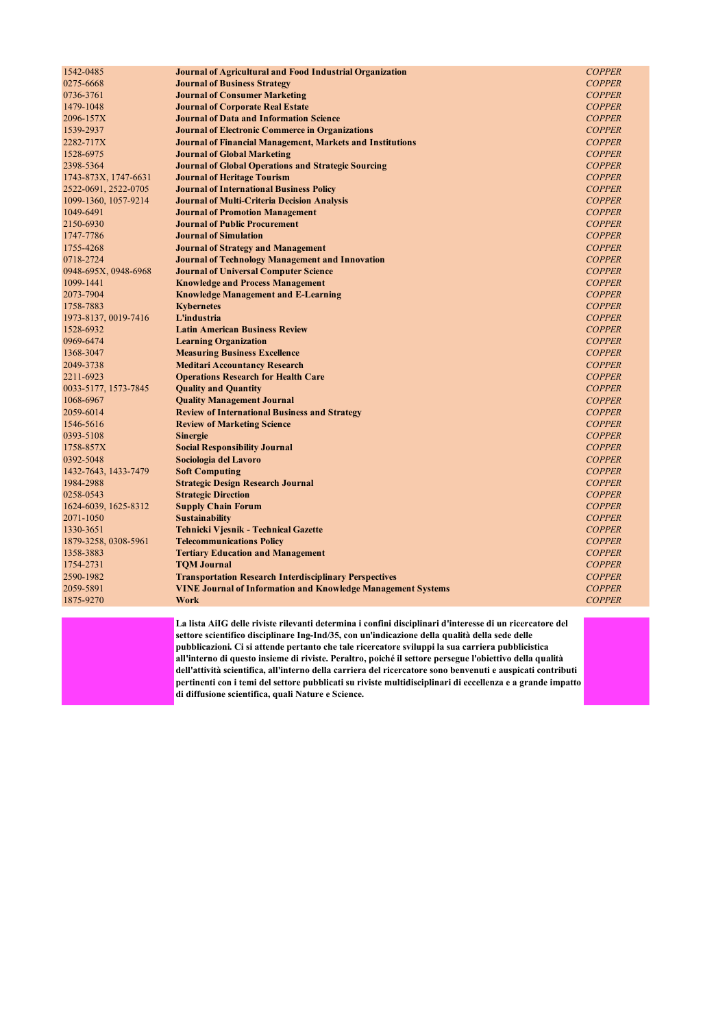| | | |
|---|---|---|
| 1542-0485 | **Journal of Agricultural and Food Industrial Organization** | *COPPER* |
| 0275-6668 | **Journal of Business Strategy** | *COPPER* |
| 0736-3761 | **Journal of Consumer Marketing** | *COPPER* |
| 1479-1048 | **Journal of Corporate Real Estate** | *COPPER* |
| 2096-157X | **Journal of Data and Information Science** | *COPPER* |
| 1539-2937 | **Journal of Electronic Commerce in Organizations** | *COPPER* |
| 2282-717X | **Journal of Financial Management, Markets and Institutions** | *COPPER* |
| 1528-6975 | **Journal of Global Marketing** | *COPPER* |
| 2398-5364 | **Journal of Global Operations and Strategic Sourcing** | *COPPER* |
| 1743-873X, 1747-6631 | **Journal of Heritage Tourism** | *COPPER* |
| 2522-0691, 2522-0705 | **Journal of International Business Policy** | *COPPER* |
| 1099-1360, 1057-9214 | **Journal of Multi-Criteria Decision Analysis** | *COPPER* |
| 1049-6491 | **Journal of Promotion Management** | *COPPER* |
| 2150-6930 | **Journal of Public Procurement** | *COPPER* |
| 1747-7786 | **Journal of Simulation** | *COPPER* |
| 1755-4268 | **Journal of Strategy and Management** | *COPPER* |
| 0718-2724 | **Journal of Technology Management and Innovation** | *COPPER* |
| 0948-695X, 0948-6968 | **Journal of Universal Computer Science** | *COPPER* |
| 1099-1441 | **Knowledge and Process Management** | *COPPER* |
| 2073-7904 | **Knowledge Management and E-Learning** | *COPPER* |
| 1758-7883 | **Kybernetes** | *COPPER* |
| 1973-8137, 0019-7416 | **L'industria** | *COPPER* |
| 1528-6932 | **Latin American Business Review** | *COPPER* |
| 0969-6474 | **Learning Organization** | *COPPER* |
| 1368-3047 | **Measuring Business Excellence** | *COPPER* |
| 2049-3738 | **Meditari Accountancy Research** | *COPPER* |
| 2211-6923 | **Operations Research for Health Care** | *COPPER* |
| 0033-5177, 1573-7845 | **Quality and Quantity** | *COPPER* |
| 1068-6967 | **Quality Management Journal** | *COPPER* |
| 2059-6014 | **Review of International Business and Strategy** | *COPPER* |
| 1546-5616 | **Review of Marketing Science** | *COPPER* |
| 0393-5108 | **Sinergie** | *COPPER* |
| 1758-857X | **Social Responsibility Journal** | *COPPER* |
| 0392-5048 | **Sociologia del Lavoro** | *COPPER* |
| 1432-7643, 1433-7479 | **Soft Computing** | *COPPER* |
| 1984-2988 | **Strategic Design Research Journal** | *COPPER* |
| 0258-0543 | **Strategic Direction** | *COPPER* |
| 1624-6039, 1625-8312 | **Supply Chain Forum** | *COPPER* |
| 2071-1050 | **Sustainability** | *COPPER* |
| 1330-3651 | **Tehnicki Vjesnik - Technical Gazette** | *COPPER* |
| 1879-3258, 0308-5961 | **Telecommunications Policy** | *COPPER* |
| 1358-3883 | **Tertiary Education and Management** | *COPPER* |
| 1754-2731 | **TQM Journal** | *COPPER* |
| 2590-1982 | **Transportation Research Interdisciplinary Perspectives** | *COPPER* |
| 2059-5891 | **VINE Journal of Information and Knowledge Management Systems** | *COPPER* |
| 1875-9270 | **Work** | *COPPER* |

**La lista AiIG delle riviste rilevanti determina i confini disciplinari d'interesse di un ricercatore del settore scientifico disciplinare Ing-Ind/35, con un'indicazione della qualità della sede delle pubblicazioni. Ci si attende pertanto che tale ricercatore sviluppi la sua carriera pubblicistica all'interno di questo insieme di riviste. Peraltro, poiché il settore persegue l'obiettivo della qualità dell'attività scientifica, all'interno della carriera del ricercatore sono benvenuti e auspicati contributi pertinenti con i temi del settore pubblicati su riviste multidisciplinari di eccellenza e a grande impatto di diffusione scientifica, quali Nature e Science.**